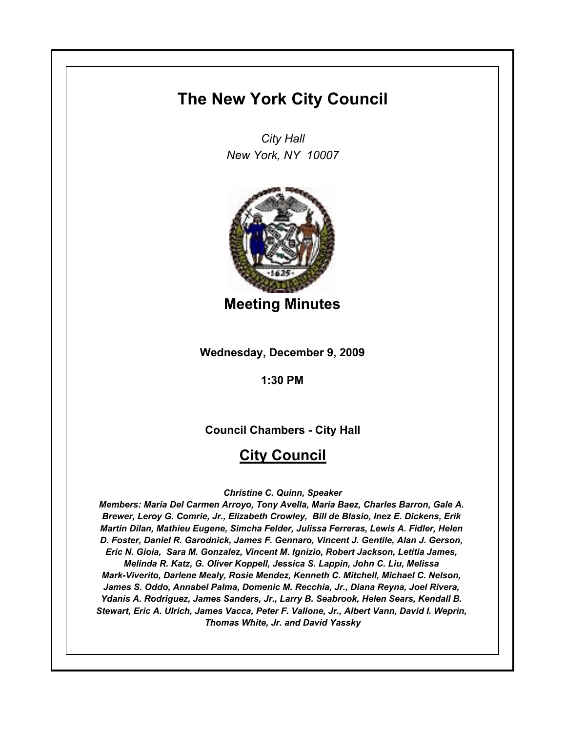# The New York City Council

*City Hall*
*New York, NY 10007*

## Meeting Minutes

**Wednesday, December 9, 2009**

**1:30 PM**

**Council Chambers - City Hall**

## City Council

***Christine C. Quinn, Speaker***

***Members: Maria Del Carmen Arroyo, Tony Avella, Maria Baez, Charles Barron, Gale A. Brewer, Leroy G. Comrie, Jr., Elizabeth Crowley, Bill de Blasio, Inez E. Dickens, Erik Martin Dilan, Mathieu Eugene, Simcha Felder, Julissa Ferreras, Lewis A. Fidler, Helen D. Foster, Daniel R. Garodnick, James F. Gennaro, Vincent J. Gentile, Alan J. Gerson, Eric N. Gioia, Sara M. Gonzalez, Vincent M. Ignizio, Robert Jackson, Letitia James, Melinda R. Katz, G. Oliver Koppell, Jessica S. Lappin, John C. Liu, Melissa Mark-Viverito, Darlene Mealy, Rosie Mendez, Kenneth C. Mitchell, Michael C. Nelson, James S. Oddo, Annabel Palma, Domenic M. Recchia, Jr., Diana Reyna, Joel Rivera, Ydanis A. Rodriguez, James Sanders, Jr., Larry B. Seabrook, Helen Sears, Kendall B. Stewart, Eric A. Ulrich, James Vacca, Peter F. Vallone, Jr., Albert Vann, David I. Weprin, Thomas White, Jr. and David Yassky***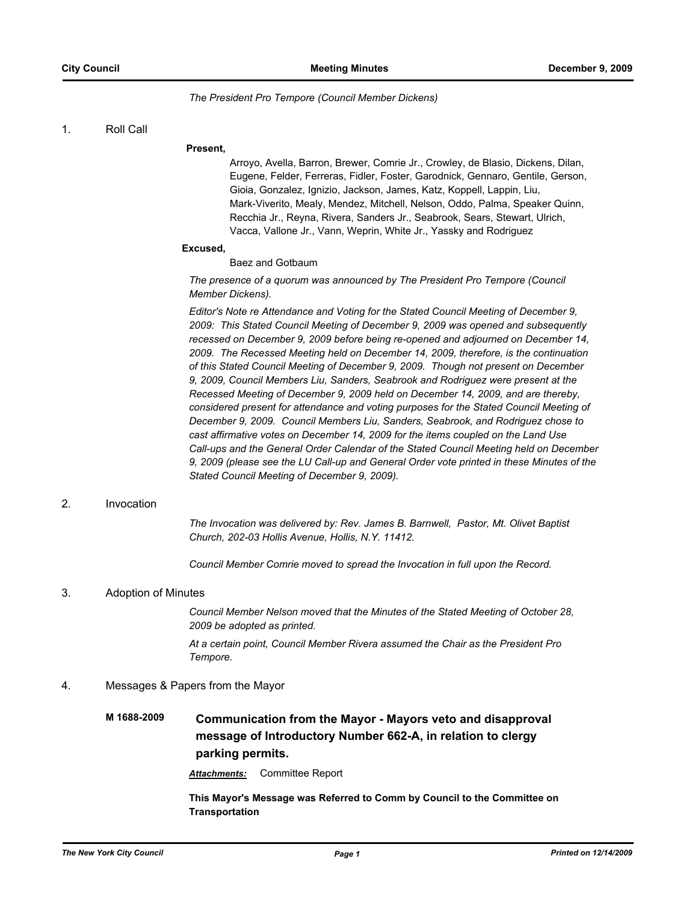*The President Pro Tempore (Council Member Dickens)*

1. Roll Call

**Present,**

Arroyo, Avella, Barron, Brewer, Comrie Jr., Crowley, de Blasio, Dickens, Dilan, Eugene, Felder, Ferreras, Fidler, Foster, Garodnick, Gennaro, Gentile, Gerson, Gioia, Gonzalez, Ignizio, Jackson, James, Katz, Koppell, Lappin, Liu, Mark-Viverito, Mealy, Mendez, Mitchell, Nelson, Oddo, Palma, Speaker Quinn, Recchia Jr., Reyna, Rivera, Sanders Jr., Seabrook, Sears, Stewart, Ulrich, Vacca, Vallone Jr., Vann, Weprin, White Jr., Yassky and Rodriguez

**Excused,**

Baez and Gotbaum

*The presence of a quorum was announced by The President Pro Tempore (Council Member Dickens).*

*Editor's Note re Attendance and Voting for the Stated Council Meeting of December 9, 2009: This Stated Council Meeting of December 9, 2009 was opened and subsequently recessed on December 9, 2009 before being re-opened and adjourned on December 14, 2009. The Recessed Meeting held on December 14, 2009, therefore, is the continuation of this Stated Council Meeting of December 9, 2009. Though not present on December 9, 2009, Council Members Liu, Sanders, Seabrook and Rodriguez were present at the Recessed Meeting of December 9, 2009 held on December 14, 2009, and are thereby, considered present for attendance and voting purposes for the Stated Council Meeting of December 9, 2009. Council Members Liu, Sanders, Seabrook, and Rodriguez chose to cast affirmative votes on December 14, 2009 for the items coupled on the Land Use Call-ups and the General Order Calendar of the Stated Council Meeting held on December 9, 2009 (please see the LU Call-up and General Order vote printed in these Minutes of the Stated Council Meeting of December 9, 2009).*

2. Invocation

*The Invocation was delivered by: Rev. James B. Barnwell, Pastor, Mt. Olivet Baptist Church, 202-03 Hollis Avenue, Hollis, N.Y. 11412.*

*Council Member Comrie moved to spread the Invocation in full upon the Record.*

3. Adoption of Minutes

*Council Member Nelson moved that the Minutes of the Stated Meeting of October 28, 2009 be adopted as printed.*

*At a certain point, Council Member Rivera assumed the Chair as the President Pro Tempore.*

4. Messages & Papers from the Mayor

**M 1688-2009** **Communication from the Mayor - Mayors veto and disapproval message of Introductory Number 662-A, in relation to clergy parking permits.**

***Attachments:*** Committee Report

**This Mayor's Message was Referred to Comm by Council to the Committee on Transportation**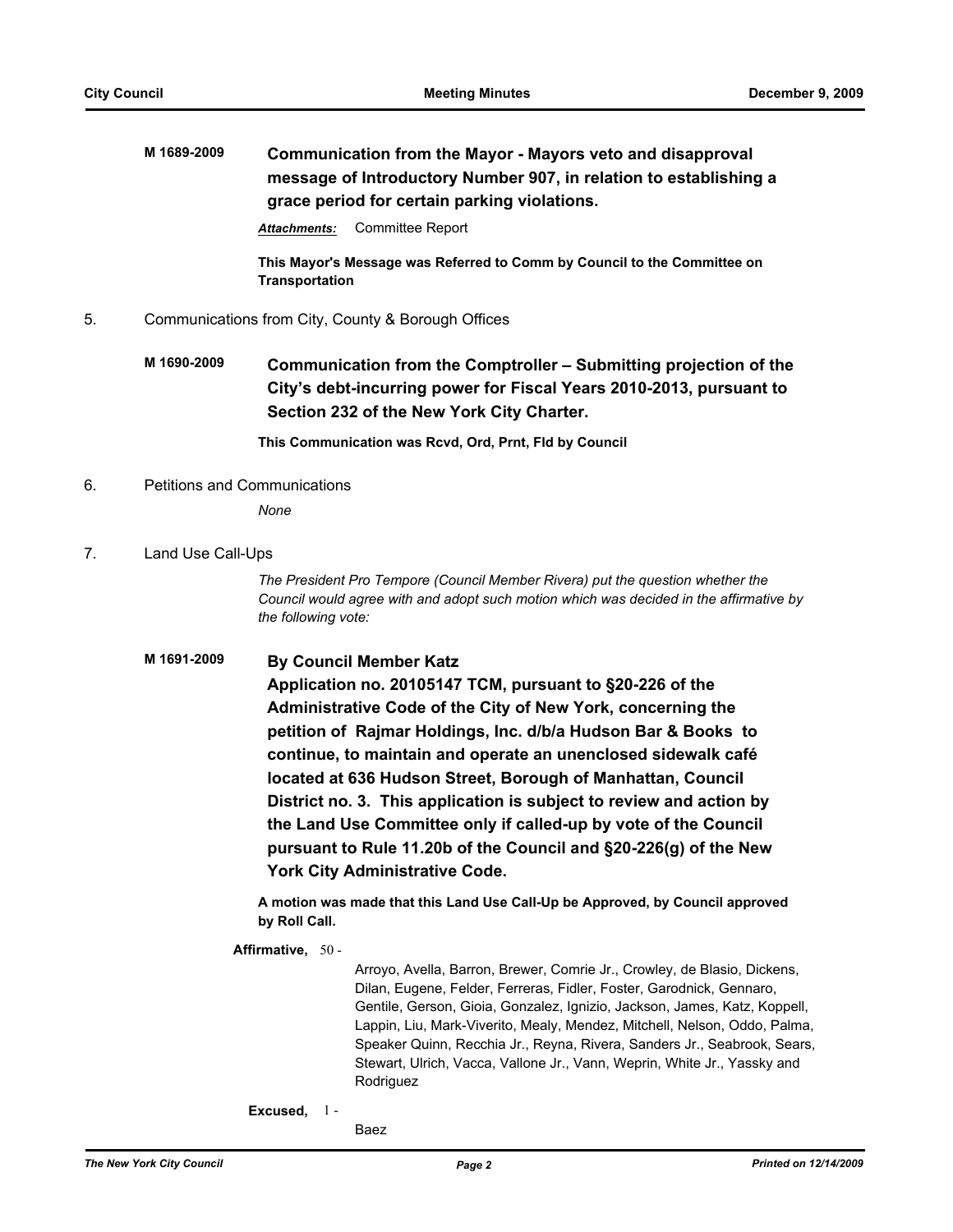**M 1689-2009** **Communication from the Mayor - Mayors veto and disapproval message of Introductory Number 907, in relation to establishing a grace period for certain parking violations.**

***Attachments:*** Committee Report

**This Mayor's Message was Referred to Comm by Council to the Committee on Transportation**

5. Communications from City, County & Borough Offices

**M 1690-2009** **Communication from the Comptroller – Submitting projection of the City's debt-incurring power for Fiscal Years 2010-2013, pursuant to Section 232 of the New York City Charter.**

**This Communication was Rcvd, Ord, Prnt, Fld by Council**

6. Petitions and Communications

*None*

7. Land Use Call-Ups

*The President Pro Tempore (Council Member Rivera) put the question whether the Council would agree with and adopt such motion which was decided in the affirmative by the following vote:*

**M 1691-2009** **By Council Member Katz**
**Application no. 20105147 TCM, pursuant to §20-226 of the Administrative Code of the City of New York, concerning the petition of Rajmar Holdings, Inc. d/b/a Hudson Bar & Books to continue, to maintain and operate an unenclosed sidewalk café located at 636 Hudson Street, Borough of Manhattan, Council District no. 3. This application is subject to review and action by the Land Use Committee only if called-up by vote of the Council pursuant to Rule 11.20b of the Council and §20-226(g) of the New York City Administrative Code.**

**A motion was made that this Land Use Call-Up be Approved, by Council approved by Roll Call.**

**Affirmative,** 50 -
Arroyo, Avella, Barron, Brewer, Comrie Jr., Crowley, de Blasio, Dickens, Dilan, Eugene, Felder, Ferreras, Fidler, Foster, Garodnick, Gennaro, Gentile, Gerson, Gioia, Gonzalez, Ignizio, Jackson, James, Katz, Koppell, Lappin, Liu, Mark-Viverito, Mealy, Mendez, Mitchell, Nelson, Oddo, Palma, Speaker Quinn, Recchia Jr., Reyna, Rivera, Sanders Jr., Seabrook, Sears, Stewart, Ulrich, Vacca, Vallone Jr., Vann, Weprin, White Jr., Yassky and Rodriguez

**Excused,** 1 -
Baez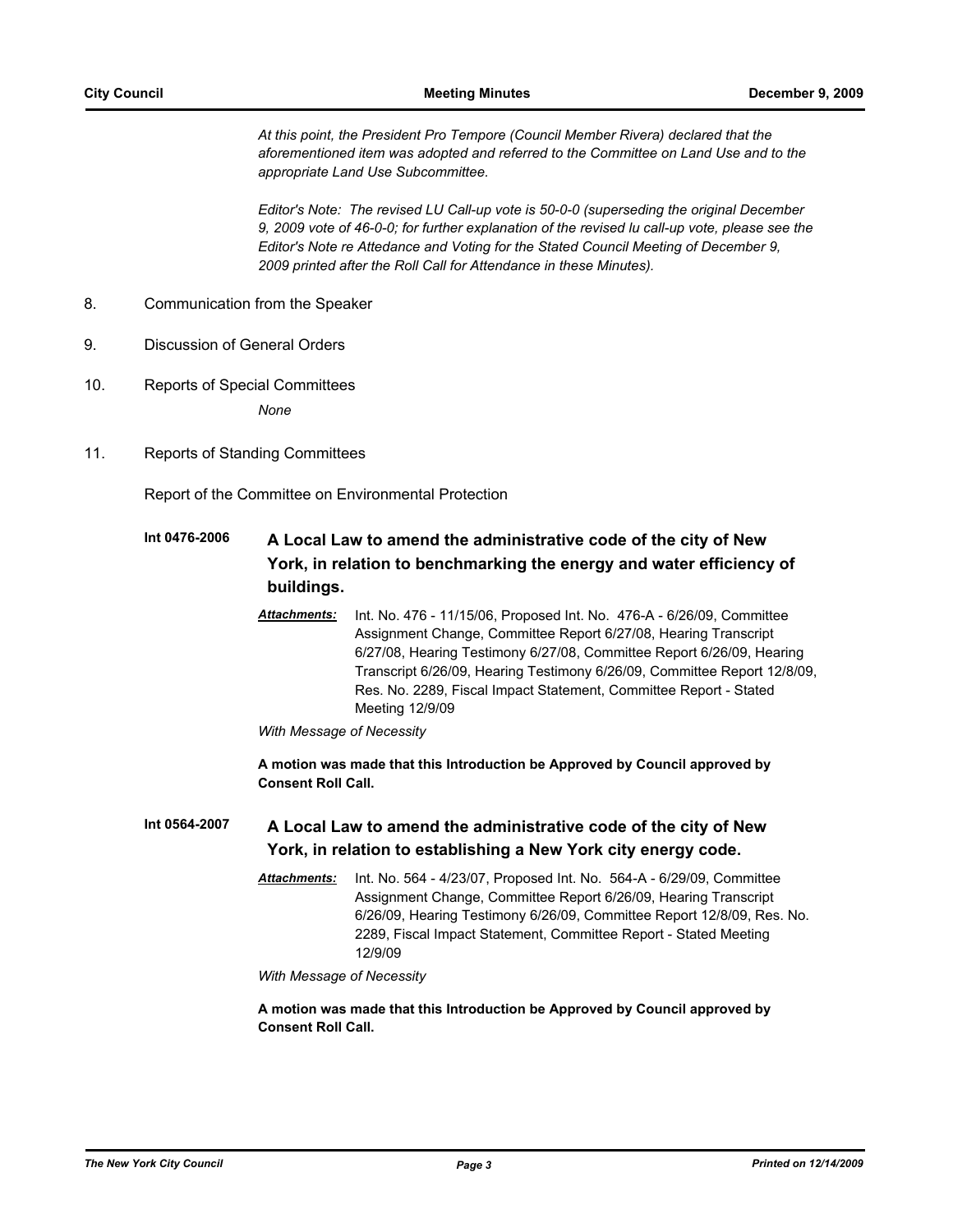*At this point, the President Pro Tempore (Council Member Rivera) declared that the aforementioned item was adopted and referred to the Committee on Land Use and to the appropriate Land Use Subcommittee.*

*Editor's Note: The revised LU Call-up vote is 50-0-0 (superseding the original December 9, 2009 vote of 46-0-0; for further explanation of the revised lu call-up vote, please see the Editor's Note re Attedance and Voting for the Stated Council Meeting of December 9, 2009 printed after the Roll Call for Attendance in these Minutes).*

8. Communication from the Speaker

9. Discussion of General Orders

10. Reports of Special Committees

*None*

11. Reports of Standing Committees

Report of the Committee on Environmental Protection

**Int 0476-2006** **A Local Law to amend the administrative code of the city of New York, in relation to benchmarking the energy and water efficiency of buildings.**

***Attachments:*** Int. No. 476 - 11/15/06, Proposed Int. No. 476-A - 6/26/09, Committee Assignment Change, Committee Report 6/27/08, Hearing Transcript 6/27/08, Hearing Testimony 6/27/08, Committee Report 6/26/09, Hearing Transcript 6/26/09, Hearing Testimony 6/26/09, Committee Report 12/8/09, Res. No. 2289, Fiscal Impact Statement, Committee Report - Stated Meeting 12/9/09

*With Message of Necessity*

**A motion was made that this Introduction be Approved by Council approved by Consent Roll Call.**

**Int 0564-2007** **A Local Law to amend the administrative code of the city of New York, in relation to establishing a New York city energy code.**

***Attachments:*** Int. No. 564 - 4/23/07, Proposed Int. No. 564-A - 6/29/09, Committee Assignment Change, Committee Report 6/26/09, Hearing Transcript 6/26/09, Hearing Testimony 6/26/09, Committee Report 12/8/09, Res. No. 2289, Fiscal Impact Statement, Committee Report - Stated Meeting 12/9/09

*With Message of Necessity*

**A motion was made that this Introduction be Approved by Council approved by Consent Roll Call.**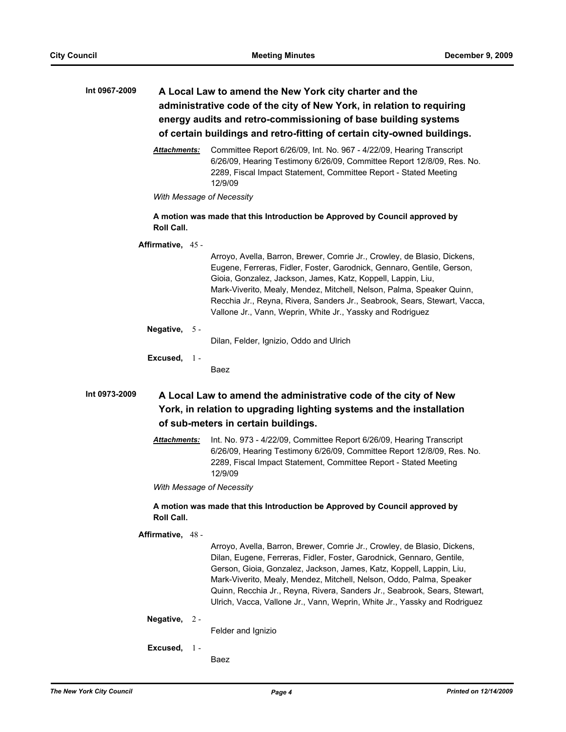**Int 0967-2009** **A Local Law to amend the New York city charter and the administrative code of the city of New York, in relation to requiring energy audits and retro-commissioning of base building systems of certain buildings and retro-fitting of certain city-owned buildings.**

***Attachments:*** Committee Report 6/26/09, Int. No. 967 - 4/22/09, Hearing Transcript 6/26/09, Hearing Testimony 6/26/09, Committee Report 12/8/09, Res. No. 2289, Fiscal Impact Statement, Committee Report - Stated Meeting 12/9/09

*With Message of Necessity*

**A motion was made that this Introduction be Approved by Council approved by Roll Call.**

**Affirmative,** 45 -

Arroyo, Avella, Barron, Brewer, Comrie Jr., Crowley, de Blasio, Dickens, Eugene, Ferreras, Fidler, Foster, Garodnick, Gennaro, Gentile, Gerson, Gioia, Gonzalez, Jackson, James, Katz, Koppell, Lappin, Liu, Mark-Viverito, Mealy, Mendez, Mitchell, Nelson, Palma, Speaker Quinn, Recchia Jr., Reyna, Rivera, Sanders Jr., Seabrook, Sears, Stewart, Vacca, Vallone Jr., Vann, Weprin, White Jr., Yassky and Rodriguez

**Negative,** 5 -

Dilan, Felder, Ignizio, Oddo and Ulrich

**Excused,** 1 -

Baez

**Int 0973-2009** **A Local Law to amend the administrative code of the city of New York, in relation to upgrading lighting systems and the installation of sub-meters in certain buildings.**

***Attachments:*** Int. No. 973 - 4/22/09, Committee Report 6/26/09, Hearing Transcript 6/26/09, Hearing Testimony 6/26/09, Committee Report 12/8/09, Res. No. 2289, Fiscal Impact Statement, Committee Report - Stated Meeting 12/9/09

*With Message of Necessity*

**A motion was made that this Introduction be Approved by Council approved by Roll Call.**

**Affirmative,** 48 -

Arroyo, Avella, Barron, Brewer, Comrie Jr., Crowley, de Blasio, Dickens, Dilan, Eugene, Ferreras, Fidler, Foster, Garodnick, Gennaro, Gentile, Gerson, Gioia, Gonzalez, Jackson, James, Katz, Koppell, Lappin, Liu, Mark-Viverito, Mealy, Mendez, Mitchell, Nelson, Oddo, Palma, Speaker Quinn, Recchia Jr., Reyna, Rivera, Sanders Jr., Seabrook, Sears, Stewart, Ulrich, Vacca, Vallone Jr., Vann, Weprin, White Jr., Yassky and Rodriguez

**Negative,** 2 -

Felder and Ignizio

**Excused,** 1 -

Baez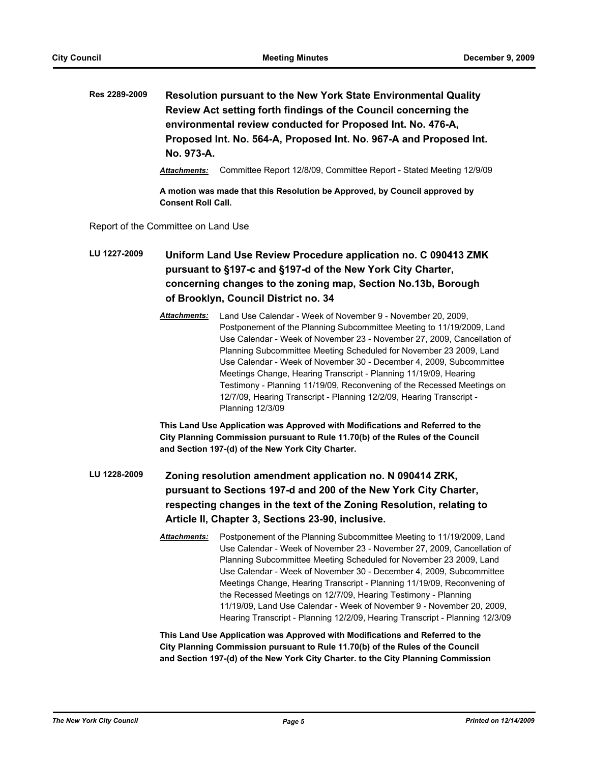**Res 2289-2009** **Resolution pursuant to the New York State Environmental Quality Review Act setting forth findings of the Council concerning the environmental review conducted for Proposed Int. No. 476-A, Proposed Int. No. 564-A, Proposed Int. No. 967-A and Proposed Int. No. 973-A.**

***Attachments:*** Committee Report 12/8/09, Committee Report - Stated Meeting 12/9/09

**A motion was made that this Resolution be Approved, by Council approved by Consent Roll Call.**

Report of the Committee on Land Use

**LU 1227-2009** **Uniform Land Use Review Procedure application no. C 090413 ZMK pursuant to §197-c and §197-d of the New York City Charter, concerning changes to the zoning map, Section No.13b, Borough of Brooklyn, Council District no. 34**

***Attachments:*** Land Use Calendar - Week of November 9 - November 20, 2009, Postponement of the Planning Subcommittee Meeting to 11/19/2009, Land Use Calendar - Week of November 23 - November 27, 2009, Cancellation of Planning Subcommittee Meeting Scheduled for November 23 2009, Land Use Calendar - Week of November 30 - December 4, 2009, Subcommittee Meetings Change, Hearing Transcript - Planning 11/19/09, Hearing Testimony - Planning 11/19/09, Reconvening of the Recessed Meetings on 12/7/09, Hearing Transcript - Planning 12/2/09, Hearing Transcript - Planning 12/3/09

**This Land Use Application was Approved with Modifications and Referred to the City Planning Commission pursuant to Rule 11.70(b) of the Rules of the Council and Section 197-(d) of the New York City Charter.**

**LU 1228-2009** **Zoning resolution amendment application no. N 090414 ZRK, pursuant to Sections 197-d and 200 of the New York City Charter, respecting changes in the text of the Zoning Resolution, relating to Article II, Chapter 3, Sections 23-90, inclusive.**

***Attachments:*** Postponement of the Planning Subcommittee Meeting to 11/19/2009, Land Use Calendar - Week of November 23 - November 27, 2009, Cancellation of Planning Subcommittee Meeting Scheduled for November 23 2009, Land Use Calendar - Week of November 30 - December 4, 2009, Subcommittee Meetings Change, Hearing Transcript - Planning 11/19/09, Reconvening of the Recessed Meetings on 12/7/09, Hearing Testimony - Planning 11/19/09, Land Use Calendar - Week of November 9 - November 20, 2009, Hearing Transcript - Planning 12/2/09, Hearing Transcript - Planning 12/3/09

**This Land Use Application was Approved with Modifications and Referred to the City Planning Commission pursuant to Rule 11.70(b) of the Rules of the Council and Section 197-(d) of the New York City Charter. to the City Planning Commission**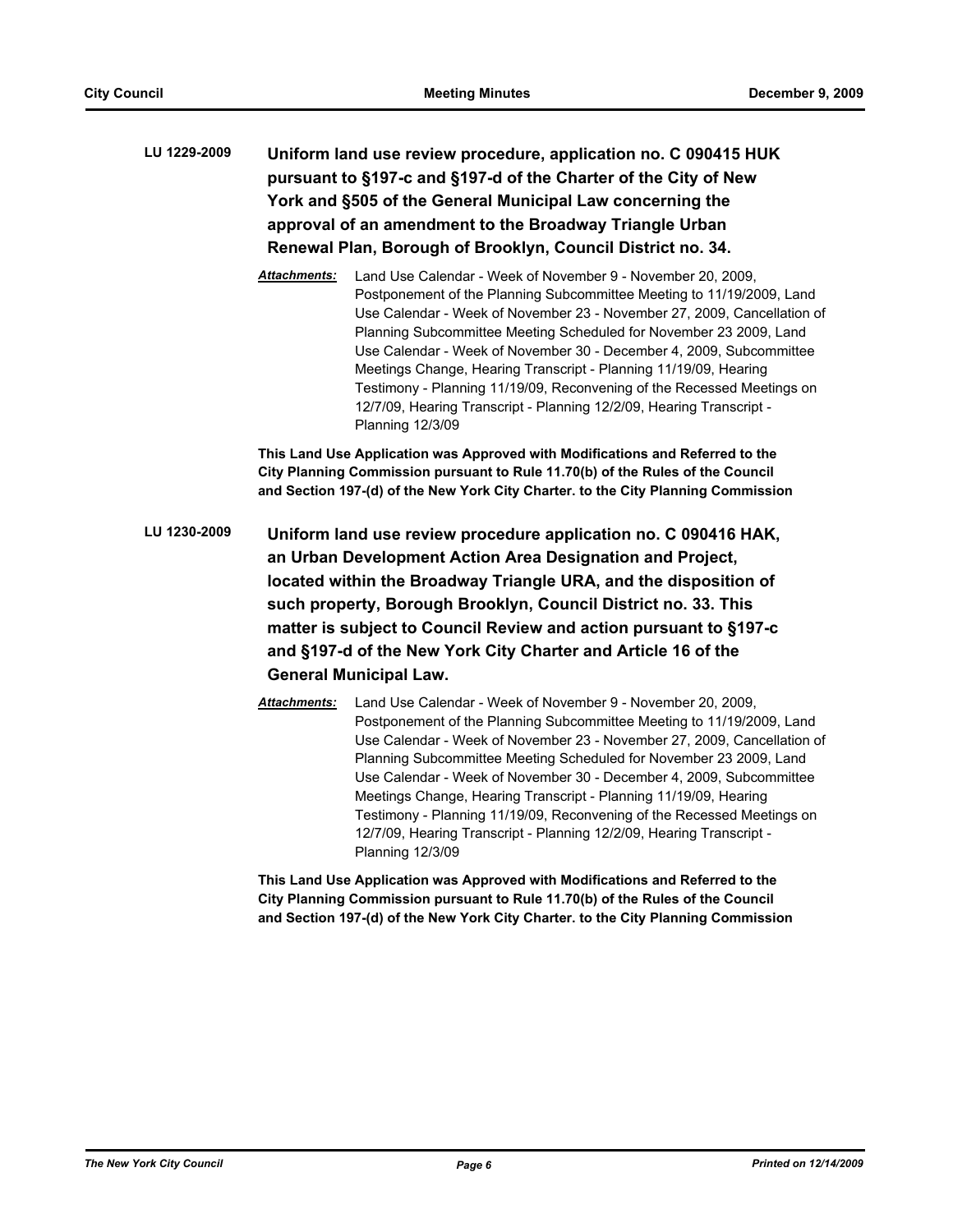**LU 1229-2009** **Uniform land use review procedure, application no. C 090415 HUK pursuant to §197-c and §197-d of the Charter of the City of New York and §505 of the General Municipal Law concerning the approval of an amendment to the Broadway Triangle Urban Renewal Plan, Borough of Brooklyn, Council District no. 34.**

***Attachments:*** Land Use Calendar - Week of November 9 - November 20, 2009, Postponement of the Planning Subcommittee Meeting to 11/19/2009, Land Use Calendar - Week of November 23 - November 27, 2009, Cancellation of Planning Subcommittee Meeting Scheduled for November 23 2009, Land Use Calendar - Week of November 30 - December 4, 2009, Subcommittee Meetings Change, Hearing Transcript - Planning 11/19/09, Hearing Testimony - Planning 11/19/09, Reconvening of the Recessed Meetings on 12/7/09, Hearing Transcript - Planning 12/2/09, Hearing Transcript - Planning 12/3/09

**This Land Use Application was Approved with Modifications and Referred to the City Planning Commission pursuant to Rule 11.70(b) of the Rules of the Council and Section 197-(d) of the New York City Charter. to the City Planning Commission**

**LU 1230-2009** **Uniform land use review procedure application no. C 090416 HAK, an Urban Development Action Area Designation and Project, located within the Broadway Triangle URA, and the disposition of such property, Borough Brooklyn, Council District no. 33. This matter is subject to Council Review and action pursuant to §197-c and §197-d of the New York City Charter and Article 16 of the General Municipal Law.**

***Attachments:*** Land Use Calendar - Week of November 9 - November 20, 2009, Postponement of the Planning Subcommittee Meeting to 11/19/2009, Land Use Calendar - Week of November 23 - November 27, 2009, Cancellation of Planning Subcommittee Meeting Scheduled for November 23 2009, Land Use Calendar - Week of November 30 - December 4, 2009, Subcommittee Meetings Change, Hearing Transcript - Planning 11/19/09, Hearing Testimony - Planning 11/19/09, Reconvening of the Recessed Meetings on 12/7/09, Hearing Transcript - Planning 12/2/09, Hearing Transcript - Planning 12/3/09

**This Land Use Application was Approved with Modifications and Referred to the City Planning Commission pursuant to Rule 11.70(b) of the Rules of the Council and Section 197-(d) of the New York City Charter. to the City Planning Commission**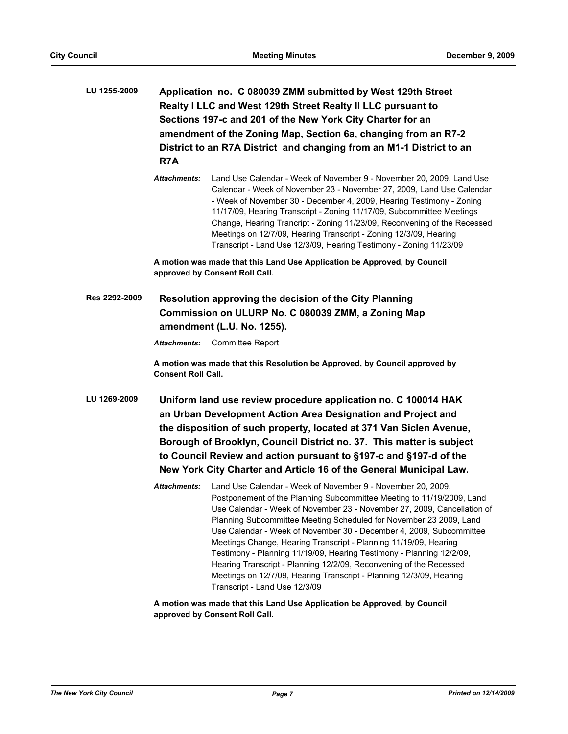**LU 1255-2009** **Application no. C 080039 ZMM submitted by West 129th Street Realty I LLC and West 129th Street Realty II LLC pursuant to Sections 197-c and 201 of the New York City Charter for an amendment of the Zoning Map, Section 6a, changing from an R7-2 District to an R7A District and changing from an M1-1 District to an R7A**

***Attachments:*** Land Use Calendar - Week of November 9 - November 20, 2009, Land Use Calendar - Week of November 23 - November 27, 2009, Land Use Calendar - Week of November 30 - December 4, 2009, Hearing Testimony - Zoning 11/17/09, Hearing Transcript - Zoning 11/17/09, Subcommittee Meetings Change, Hearing Trancript - Zoning 11/23/09, Reconvening of the Recessed Meetings on 12/7/09, Hearing Transcript - Zoning 12/3/09, Hearing Transcript - Land Use 12/3/09, Hearing Testimony - Zoning 11/23/09

**A motion was made that this Land Use Application be Approved, by Council approved by Consent Roll Call.**

**Res 2292-2009** **Resolution approving the decision of the City Planning Commission on ULURP No. C 080039 ZMM, a Zoning Map amendment (L.U. No. 1255).**

***Attachments:*** Committee Report

**A motion was made that this Resolution be Approved, by Council approved by Consent Roll Call.**

**LU 1269-2009** **Uniform land use review procedure application no. C 100014 HAK an Urban Development Action Area Designation and Project and the disposition of such property, located at 371 Van Siclen Avenue, Borough of Brooklyn, Council District no. 37. This matter is subject to Council Review and action pursuant to §197-c and §197-d of the New York City Charter and Article 16 of the General Municipal Law.**

***Attachments:*** Land Use Calendar - Week of November 9 - November 20, 2009, Postponement of the Planning Subcommittee Meeting to 11/19/2009, Land Use Calendar - Week of November 23 - November 27, 2009, Cancellation of Planning Subcommittee Meeting Scheduled for November 23 2009, Land Use Calendar - Week of November 30 - December 4, 2009, Subcommittee Meetings Change, Hearing Transcript - Planning 11/19/09, Hearing Testimony - Planning 11/19/09, Hearing Testimony - Planning 12/2/09, Hearing Transcript - Planning 12/2/09, Reconvening of the Recessed Meetings on 12/7/09, Hearing Transcript - Planning 12/3/09, Hearing Transcript - Land Use 12/3/09

**A motion was made that this Land Use Application be Approved, by Council approved by Consent Roll Call.**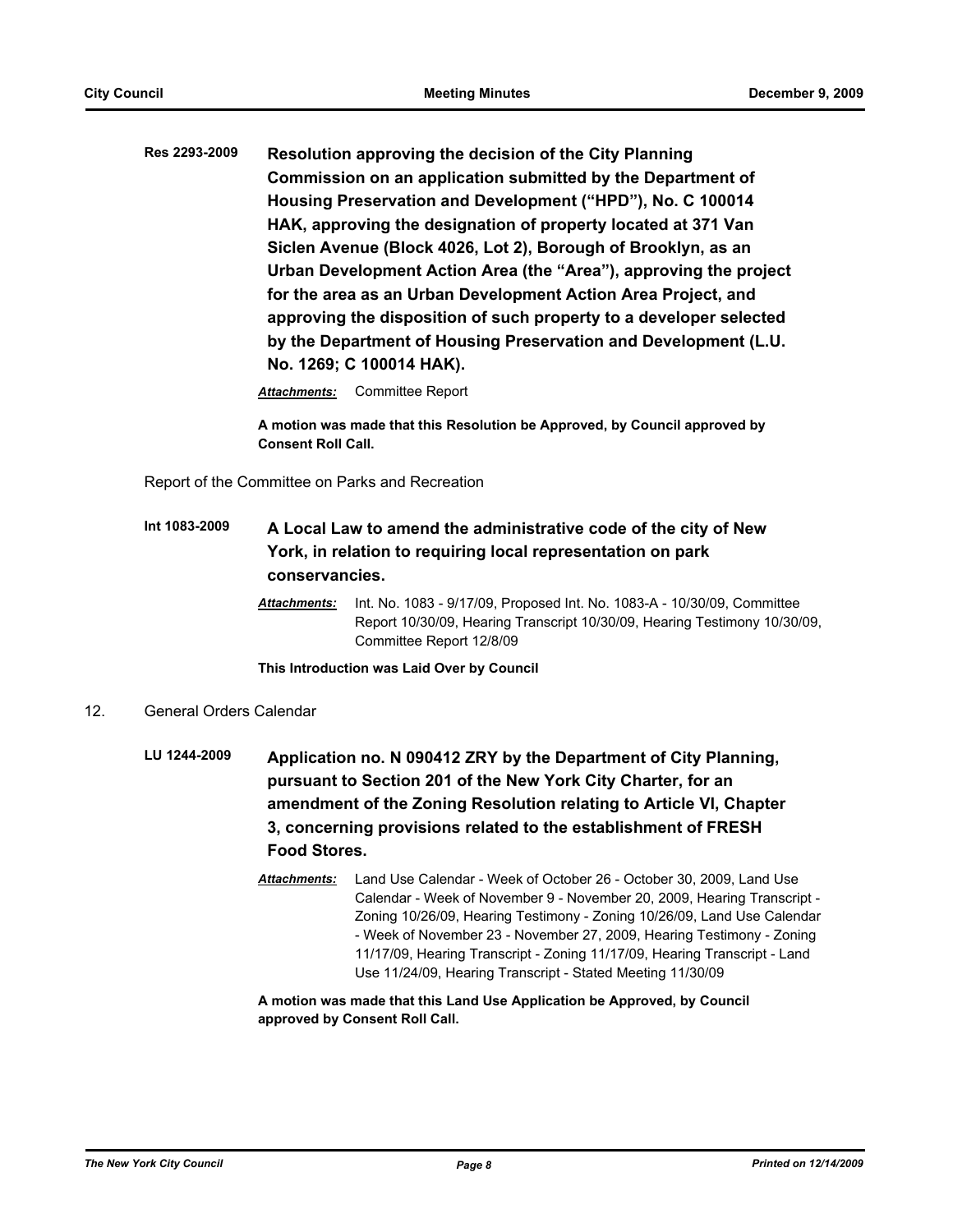**Res 2293-2009** **Resolution approving the decision of the City Planning Commission on an application submitted by the Department of Housing Preservation and Development ("HPD"), No. C 100014 HAK, approving the designation of property located at 371 Van Siclen Avenue (Block 4026, Lot 2), Borough of Brooklyn, as an Urban Development Action Area (the "Area"), approving the project for the area as an Urban Development Action Area Project, and approving the disposition of such property to a developer selected by the Department of Housing Preservation and Development (L.U. No. 1269; C 100014 HAK).**

***Attachments:*** Committee Report

**A motion was made that this Resolution be Approved, by Council approved by Consent Roll Call.**

Report of the Committee on Parks and Recreation

**Int 1083-2009** **A Local Law to amend the administrative code of the city of New York, in relation to requiring local representation on park conservancies.**

***Attachments:*** Int. No. 1083 - 9/17/09, Proposed Int. No. 1083-A - 10/30/09, Committee Report 10/30/09, Hearing Transcript 10/30/09, Hearing Testimony 10/30/09, Committee Report 12/8/09

**This Introduction was Laid Over by Council**

12. General Orders Calendar

**LU 1244-2009** **Application no. N 090412 ZRY by the Department of City Planning, pursuant to Section 201 of the New York City Charter, for an amendment of the Zoning Resolution relating to Article VI, Chapter 3, concerning provisions related to the establishment of FRESH Food Stores.**

***Attachments:*** Land Use Calendar - Week of October 26 - October 30, 2009, Land Use Calendar - Week of November 9 - November 20, 2009, Hearing Transcript - Zoning 10/26/09, Hearing Testimony - Zoning 10/26/09, Land Use Calendar - Week of November 23 - November 27, 2009, Hearing Testimony - Zoning 11/17/09, Hearing Transcript - Zoning 11/17/09, Hearing Transcript - Land Use 11/24/09, Hearing Transcript - Stated Meeting 11/30/09

**A motion was made that this Land Use Application be Approved, by Council approved by Consent Roll Call.**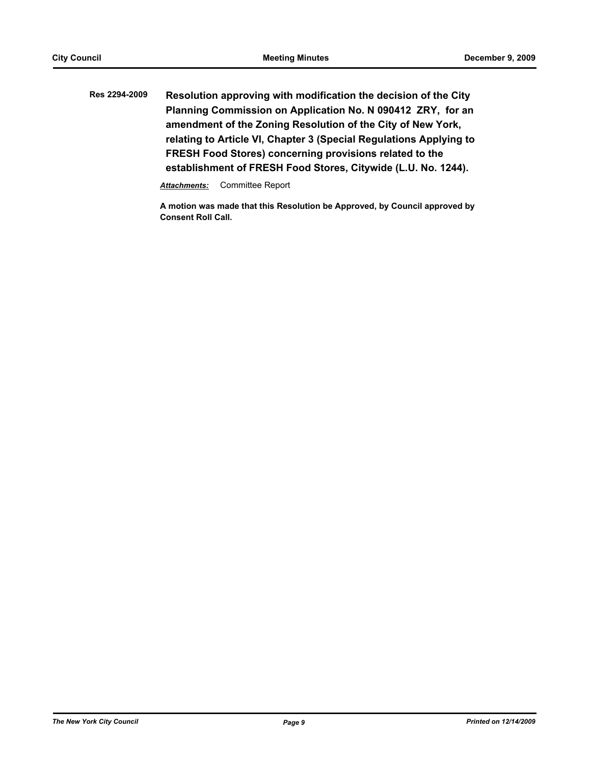**Res 2294-2009** **Resolution approving with modification the decision of the City Planning Commission on Application No. N 090412 ZRY, for an amendment of the Zoning Resolution of the City of New York, relating to Article VI, Chapter 3 (Special Regulations Applying to FRESH Food Stores) concerning provisions related to the establishment of FRESH Food Stores, Citywide (L.U. No. 1244).**

***Attachments:*** Committee Report

**A motion was made that this Resolution be Approved, by Council approved by Consent Roll Call.**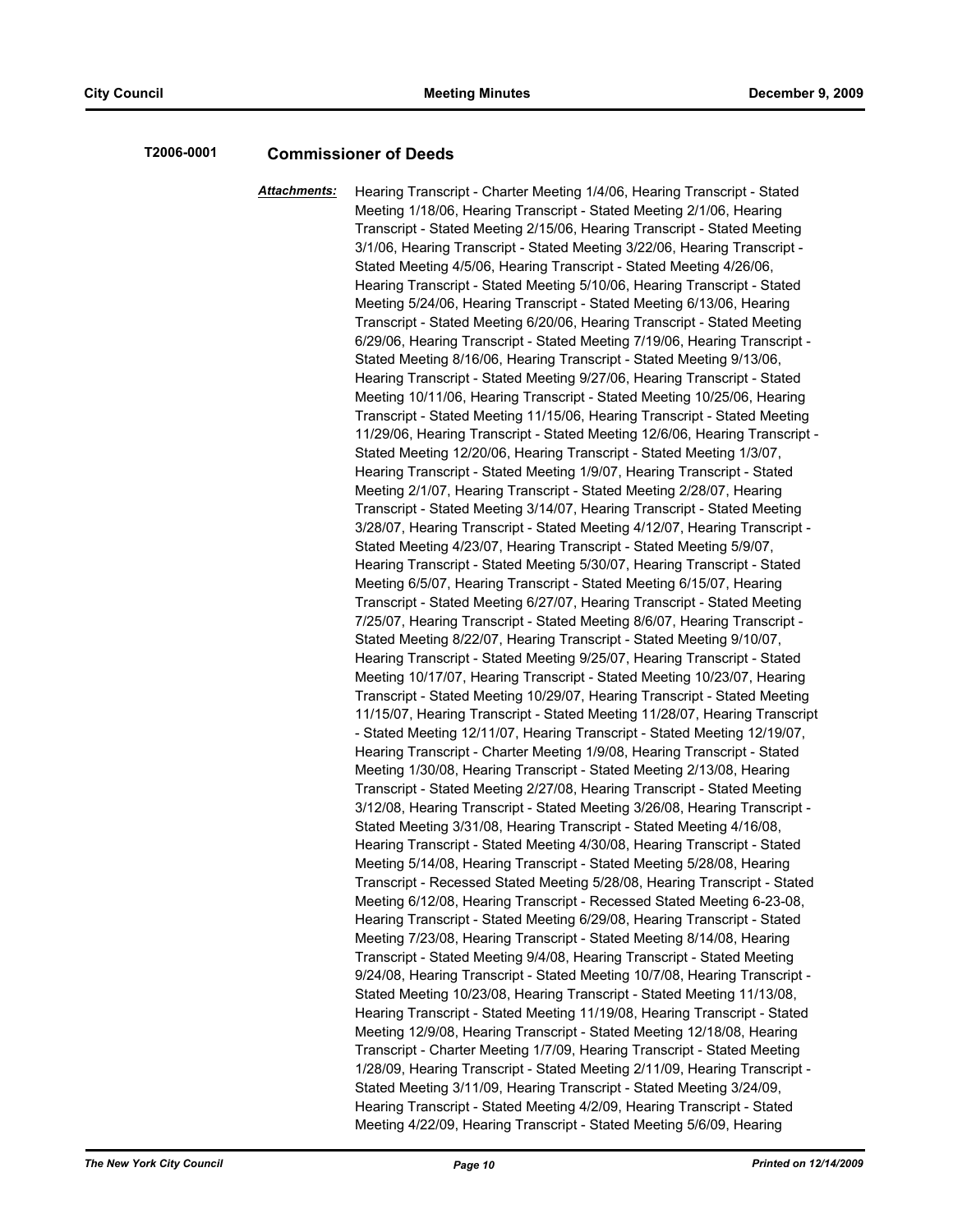**T2006-0001** **Commissioner of Deeds**

***Attachments:*** Hearing Transcript - Charter Meeting 1/4/06, Hearing Transcript - Stated Meeting 1/18/06, Hearing Transcript - Stated Meeting 2/1/06, Hearing Transcript - Stated Meeting 2/15/06, Hearing Transcript - Stated Meeting 3/1/06, Hearing Transcript - Stated Meeting 3/22/06, Hearing Transcript - Stated Meeting 4/5/06, Hearing Transcript - Stated Meeting 4/26/06, Hearing Transcript - Stated Meeting 5/10/06, Hearing Transcript - Stated Meeting 5/24/06, Hearing Transcript - Stated Meeting 6/13/06, Hearing Transcript - Stated Meeting 6/20/06, Hearing Transcript - Stated Meeting 6/29/06, Hearing Transcript - Stated Meeting 7/19/06, Hearing Transcript - Stated Meeting 8/16/06, Hearing Transcript - Stated Meeting 9/13/06, Hearing Transcript - Stated Meeting 9/27/06, Hearing Transcript - Stated Meeting 10/11/06, Hearing Transcript - Stated Meeting 10/25/06, Hearing Transcript - Stated Meeting 11/15/06, Hearing Transcript - Stated Meeting 11/29/06, Hearing Transcript - Stated Meeting 12/6/06, Hearing Transcript - Stated Meeting 12/20/06, Hearing Transcript - Stated Meeting 1/3/07, Hearing Transcript - Stated Meeting 1/9/07, Hearing Transcript - Stated Meeting 2/1/07, Hearing Transcript - Stated Meeting 2/28/07, Hearing Transcript - Stated Meeting 3/14/07, Hearing Transcript - Stated Meeting 3/28/07, Hearing Transcript - Stated Meeting 4/12/07, Hearing Transcript - Stated Meeting 4/23/07, Hearing Transcript - Stated Meeting 5/9/07, Hearing Transcript - Stated Meeting 5/30/07, Hearing Transcript - Stated Meeting 6/5/07, Hearing Transcript - Stated Meeting 6/15/07, Hearing Transcript - Stated Meeting 6/27/07, Hearing Transcript - Stated Meeting 7/25/07, Hearing Transcript - Stated Meeting 8/6/07, Hearing Transcript - Stated Meeting 8/22/07, Hearing Transcript - Stated Meeting 9/10/07, Hearing Transcript - Stated Meeting 9/25/07, Hearing Transcript - Stated Meeting 10/17/07, Hearing Transcript - Stated Meeting 10/23/07, Hearing Transcript - Stated Meeting 10/29/07, Hearing Transcript - Stated Meeting 11/15/07, Hearing Transcript - Stated Meeting 11/28/07, Hearing Transcript - Stated Meeting 12/11/07, Hearing Transcript - Stated Meeting 12/19/07, Hearing Transcript - Charter Meeting 1/9/08, Hearing Transcript - Stated Meeting 1/30/08, Hearing Transcript - Stated Meeting 2/13/08, Hearing Transcript - Stated Meeting 2/27/08, Hearing Transcript - Stated Meeting 3/12/08, Hearing Transcript - Stated Meeting 3/26/08, Hearing Transcript - Stated Meeting 3/31/08, Hearing Transcript - Stated Meeting 4/16/08, Hearing Transcript - Stated Meeting 4/30/08, Hearing Transcript - Stated Meeting 5/14/08, Hearing Transcript - Stated Meeting 5/28/08, Hearing Transcript - Recessed Stated Meeting 5/28/08, Hearing Transcript - Stated Meeting 6/12/08, Hearing Transcript - Recessed Stated Meeting 6-23-08, Hearing Transcript - Stated Meeting 6/29/08, Hearing Transcript - Stated Meeting 7/23/08, Hearing Transcript - Stated Meeting 8/14/08, Hearing Transcript - Stated Meeting 9/4/08, Hearing Transcript - Stated Meeting 9/24/08, Hearing Transcript - Stated Meeting 10/7/08, Hearing Transcript - Stated Meeting 10/23/08, Hearing Transcript - Stated Meeting 11/13/08, Hearing Transcript - Stated Meeting 11/19/08, Hearing Transcript - Stated Meeting 12/9/08, Hearing Transcript - Stated Meeting 12/18/08, Hearing Transcript - Charter Meeting 1/7/09, Hearing Transcript - Stated Meeting 1/28/09, Hearing Transcript - Stated Meeting 2/11/09, Hearing Transcript - Stated Meeting 3/11/09, Hearing Transcript - Stated Meeting 3/24/09, Hearing Transcript - Stated Meeting 4/2/09, Hearing Transcript - Stated Meeting 4/22/09, Hearing Transcript - Stated Meeting 5/6/09, Hearing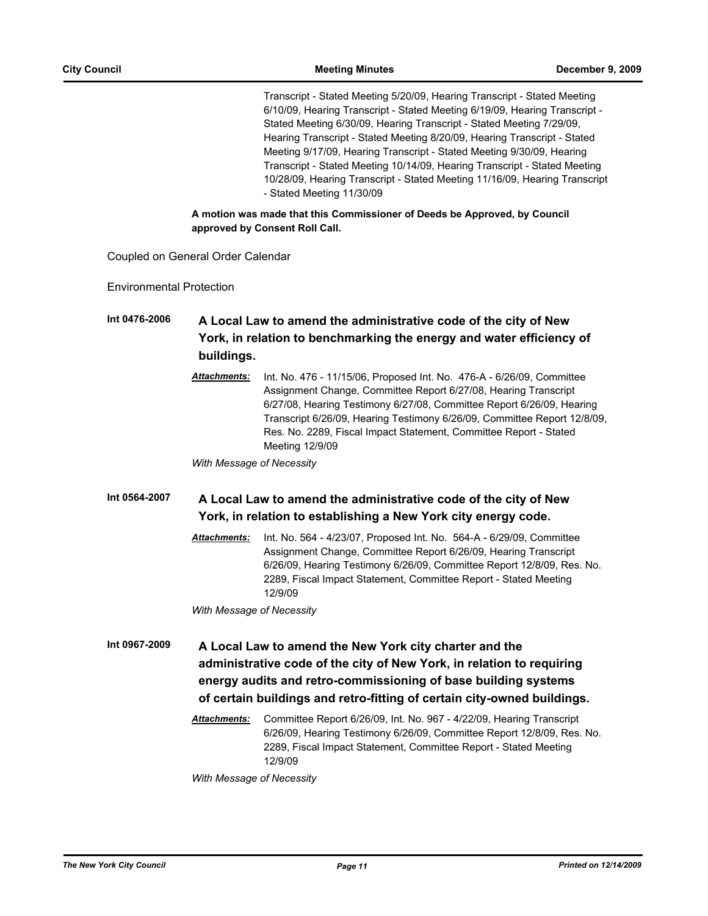Transcript - Stated Meeting 5/20/09, Hearing Transcript - Stated Meeting 6/10/09, Hearing Transcript - Stated Meeting 6/19/09, Hearing Transcript - Stated Meeting 6/30/09, Hearing Transcript - Stated Meeting 7/29/09, Hearing Transcript - Stated Meeting 8/20/09, Hearing Transcript - Stated Meeting 9/17/09, Hearing Transcript - Stated Meeting 9/30/09, Hearing Transcript - Stated Meeting 10/14/09, Hearing Transcript - Stated Meeting 10/28/09, Hearing Transcript - Stated Meeting 11/16/09, Hearing Transcript - Stated Meeting 11/30/09

**A motion was made that this Commissioner of Deeds be Approved, by Council approved by Consent Roll Call.**

Coupled on General Order Calendar

Environmental Protection

**Int 0476-2006** **A Local Law to amend the administrative code of the city of New York, in relation to benchmarking the energy and water efficiency of buildings.**

***Attachments:*** Int. No. 476 - 11/15/06, Proposed Int. No. 476-A - 6/26/09, Committee Assignment Change, Committee Report 6/27/08, Hearing Transcript 6/27/08, Hearing Testimony 6/27/08, Committee Report 6/26/09, Hearing Transcript 6/26/09, Hearing Testimony 6/26/09, Committee Report 12/8/09, Res. No. 2289, Fiscal Impact Statement, Committee Report - Stated Meeting 12/9/09

*With Message of Necessity*

**Int 0564-2007** **A Local Law to amend the administrative code of the city of New York, in relation to establishing a New York city energy code.**

***Attachments:*** Int. No. 564 - 4/23/07, Proposed Int. No. 564-A - 6/29/09, Committee Assignment Change, Committee Report 6/26/09, Hearing Transcript 6/26/09, Hearing Testimony 6/26/09, Committee Report 12/8/09, Res. No. 2289, Fiscal Impact Statement, Committee Report - Stated Meeting 12/9/09

*With Message of Necessity*

**Int 0967-2009** **A Local Law to amend the New York city charter and the administrative code of the city of New York, in relation to requiring energy audits and retro-commissioning of base building systems of certain buildings and retro-fitting of certain city-owned buildings.**

***Attachments:*** Committee Report 6/26/09, Int. No. 967 - 4/22/09, Hearing Transcript 6/26/09, Hearing Testimony 6/26/09, Committee Report 12/8/09, Res. No. 2289, Fiscal Impact Statement, Committee Report - Stated Meeting 12/9/09

*With Message of Necessity*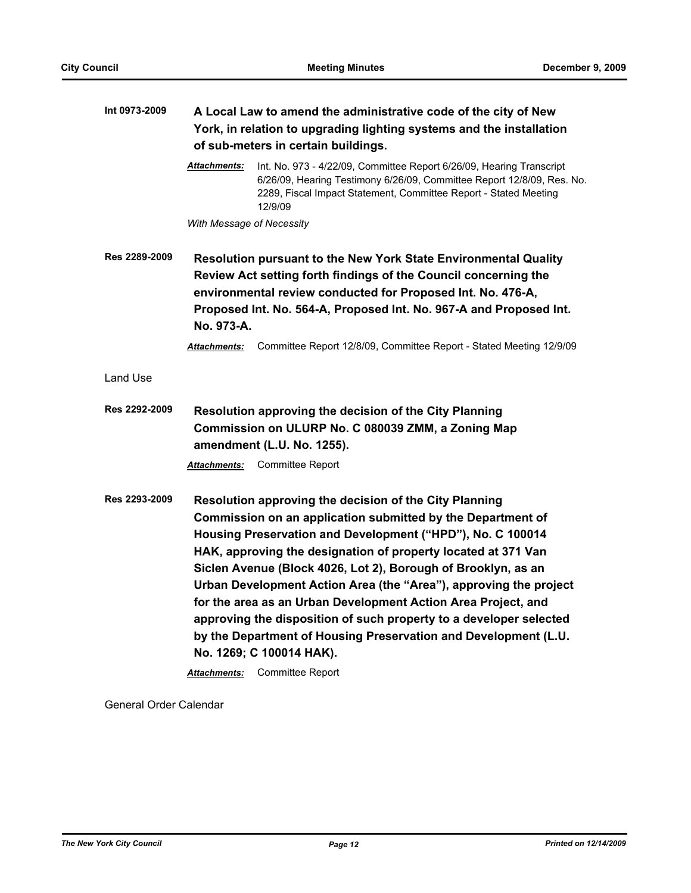**Int 0973-2009** **A Local Law to amend the administrative code of the city of New York, in relation to upgrading lighting systems and the installation of sub-meters in certain buildings.**

*Attachments:* Int. No. 973 - 4/22/09, Committee Report 6/26/09, Hearing Transcript 6/26/09, Hearing Testimony 6/26/09, Committee Report 12/8/09, Res. No. 2289, Fiscal Impact Statement, Committee Report - Stated Meeting 12/9/09

*With Message of Necessity*

**Res 2289-2009** **Resolution pursuant to the New York State Environmental Quality Review Act setting forth findings of the Council concerning the environmental review conducted for Proposed Int. No. 476-A, Proposed Int. No. 564-A, Proposed Int. No. 967-A and Proposed Int. No. 973-A.**

*Attachments:* Committee Report 12/8/09, Committee Report - Stated Meeting 12/9/09

Land Use

**Res 2292-2009** **Resolution approving the decision of the City Planning Commission on ULURP No. C 080039 ZMM, a Zoning Map amendment (L.U. No. 1255).**

*Attachments:* Committee Report

**Res 2293-2009** **Resolution approving the decision of the City Planning Commission on an application submitted by the Department of Housing Preservation and Development ("HPD"), No. C 100014 HAK, approving the designation of property located at 371 Van Siclen Avenue (Block 4026, Lot 2), Borough of Brooklyn, as an Urban Development Action Area (the "Area"), approving the project for the area as an Urban Development Action Area Project, and approving the disposition of such property to a developer selected by the Department of Housing Preservation and Development (L.U. No. 1269; C 100014 HAK).**

*Attachments:* Committee Report

General Order Calendar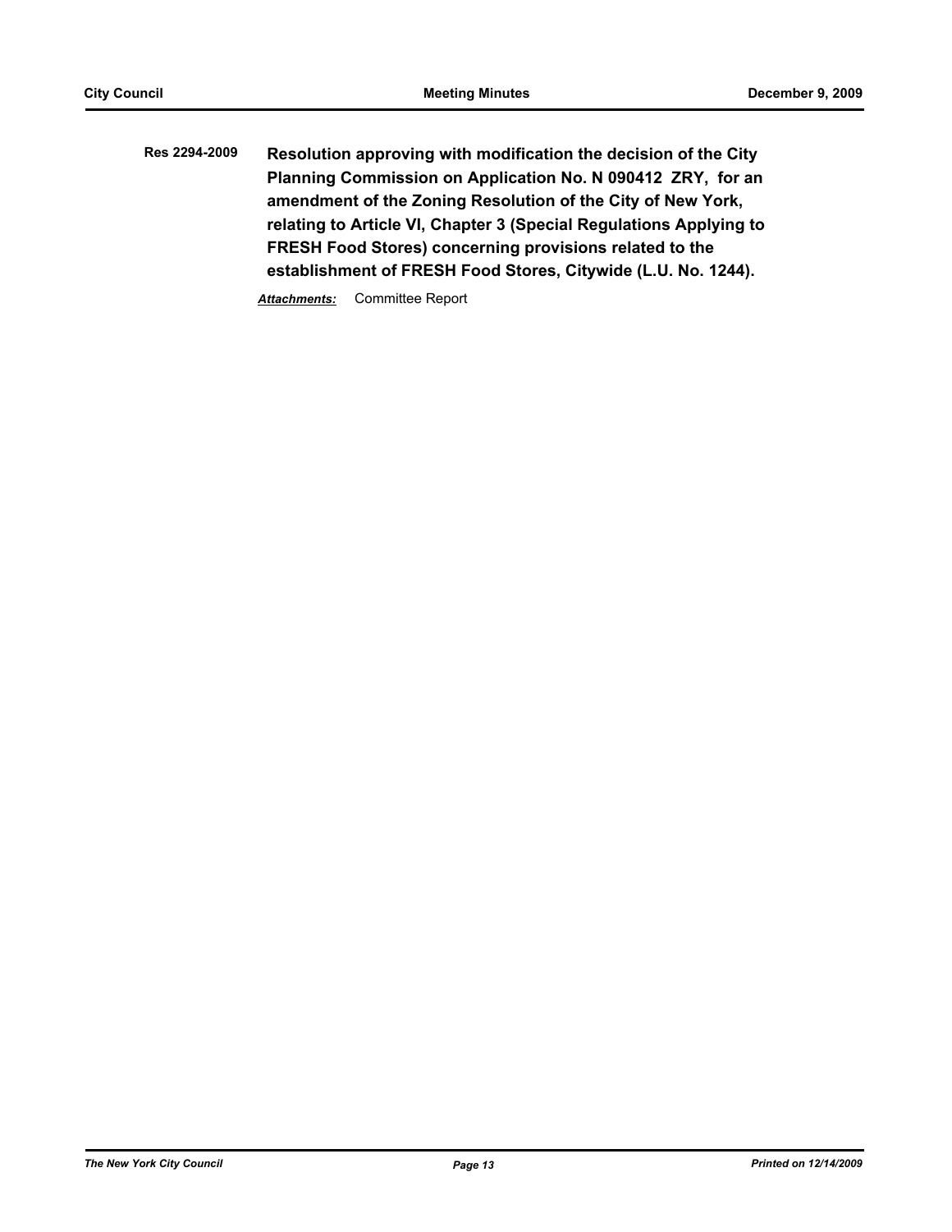**Res 2294-2009** **Resolution approving with modification the decision of the City Planning Commission on Application No. N 090412 ZRY, for an amendment of the Zoning Resolution of the City of New York, relating to Article VI, Chapter 3 (Special Regulations Applying to FRESH Food Stores) concerning provisions related to the establishment of FRESH Food Stores, Citywide (L.U. No. 1244).**

***Attachments:*** Committee Report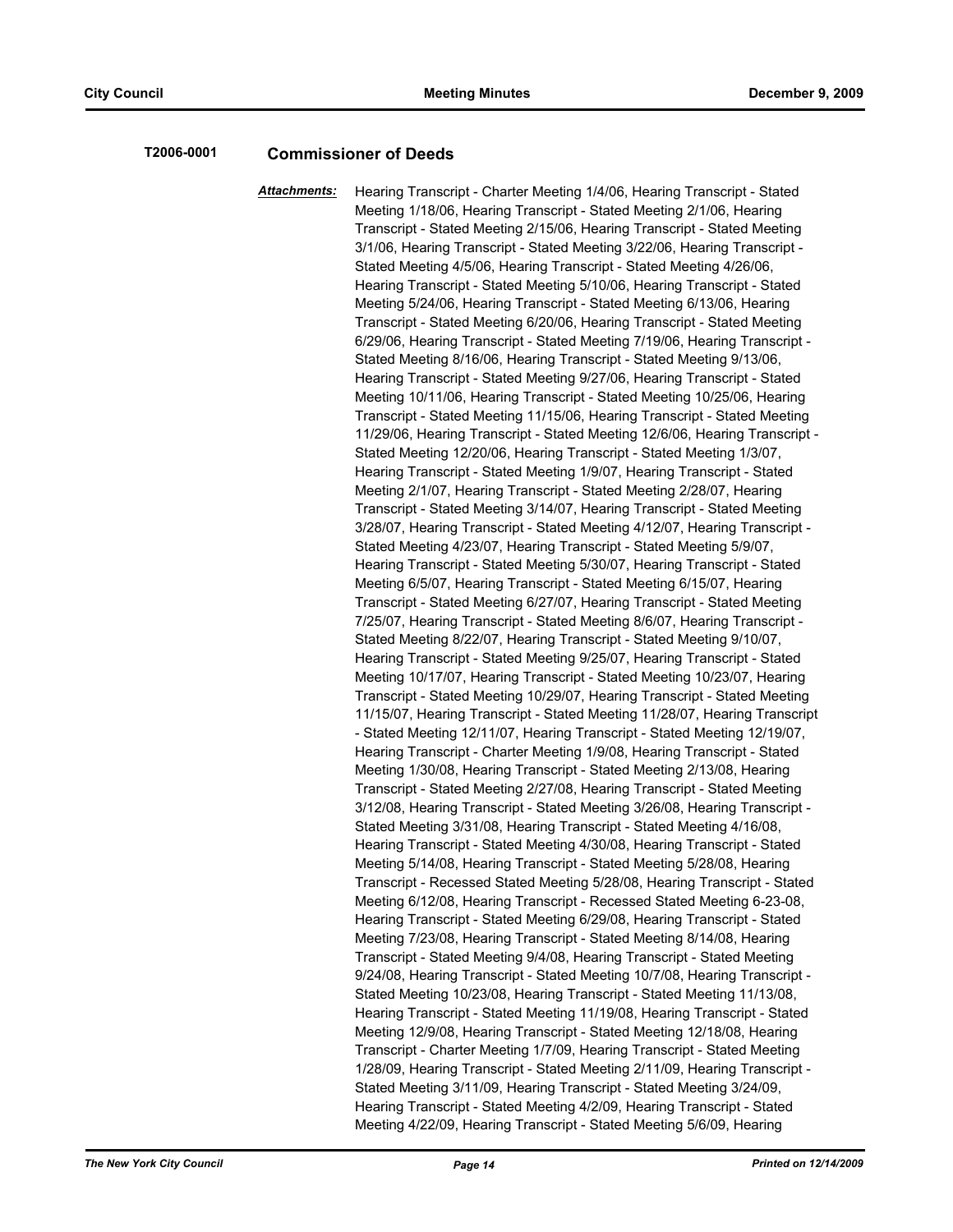**T2006-0001** **Commissioner of Deeds**

***Attachments:*** Hearing Transcript - Charter Meeting 1/4/06, Hearing Transcript - Stated Meeting 1/18/06, Hearing Transcript - Stated Meeting 2/1/06, Hearing Transcript - Stated Meeting 2/15/06, Hearing Transcript - Stated Meeting 3/1/06, Hearing Transcript - Stated Meeting 3/22/06, Hearing Transcript - Stated Meeting 4/5/06, Hearing Transcript - Stated Meeting 4/26/06, Hearing Transcript - Stated Meeting 5/10/06, Hearing Transcript - Stated Meeting 5/24/06, Hearing Transcript - Stated Meeting 6/13/06, Hearing Transcript - Stated Meeting 6/20/06, Hearing Transcript - Stated Meeting 6/29/06, Hearing Transcript - Stated Meeting 7/19/06, Hearing Transcript - Stated Meeting 8/16/06, Hearing Transcript - Stated Meeting 9/13/06, Hearing Transcript - Stated Meeting 9/27/06, Hearing Transcript - Stated Meeting 10/11/06, Hearing Transcript - Stated Meeting 10/25/06, Hearing Transcript - Stated Meeting 11/15/06, Hearing Transcript - Stated Meeting 11/29/06, Hearing Transcript - Stated Meeting 12/6/06, Hearing Transcript - Stated Meeting 12/20/06, Hearing Transcript - Stated Meeting 1/3/07, Hearing Transcript - Stated Meeting 1/9/07, Hearing Transcript - Stated Meeting 2/1/07, Hearing Transcript - Stated Meeting 2/28/07, Hearing Transcript - Stated Meeting 3/14/07, Hearing Transcript - Stated Meeting 3/28/07, Hearing Transcript - Stated Meeting 4/12/07, Hearing Transcript - Stated Meeting 4/23/07, Hearing Transcript - Stated Meeting 5/9/07, Hearing Transcript - Stated Meeting 5/30/07, Hearing Transcript - Stated Meeting 6/5/07, Hearing Transcript - Stated Meeting 6/15/07, Hearing Transcript - Stated Meeting 6/27/07, Hearing Transcript - Stated Meeting 7/25/07, Hearing Transcript - Stated Meeting 8/6/07, Hearing Transcript - Stated Meeting 8/22/07, Hearing Transcript - Stated Meeting 9/10/07, Hearing Transcript - Stated Meeting 9/25/07, Hearing Transcript - Stated Meeting 10/17/07, Hearing Transcript - Stated Meeting 10/23/07, Hearing Transcript - Stated Meeting 10/29/07, Hearing Transcript - Stated Meeting 11/15/07, Hearing Transcript - Stated Meeting 11/28/07, Hearing Transcript - Stated Meeting 12/11/07, Hearing Transcript - Stated Meeting 12/19/07, Hearing Transcript - Charter Meeting 1/9/08, Hearing Transcript - Stated Meeting 1/30/08, Hearing Transcript - Stated Meeting 2/13/08, Hearing Transcript - Stated Meeting 2/27/08, Hearing Transcript - Stated Meeting 3/12/08, Hearing Transcript - Stated Meeting 3/26/08, Hearing Transcript - Stated Meeting 3/31/08, Hearing Transcript - Stated Meeting 4/16/08, Hearing Transcript - Stated Meeting 4/30/08, Hearing Transcript - Stated Meeting 5/14/08, Hearing Transcript - Stated Meeting 5/28/08, Hearing Transcript - Recessed Stated Meeting 5/28/08, Hearing Transcript - Stated Meeting 6/12/08, Hearing Transcript - Recessed Stated Meeting 6-23-08, Hearing Transcript - Stated Meeting 6/29/08, Hearing Transcript - Stated Meeting 7/23/08, Hearing Transcript - Stated Meeting 8/14/08, Hearing Transcript - Stated Meeting 9/4/08, Hearing Transcript - Stated Meeting 9/24/08, Hearing Transcript - Stated Meeting 10/7/08, Hearing Transcript - Stated Meeting 10/23/08, Hearing Transcript - Stated Meeting 11/13/08, Hearing Transcript - Stated Meeting 11/19/08, Hearing Transcript - Stated Meeting 12/9/08, Hearing Transcript - Stated Meeting 12/18/08, Hearing Transcript - Charter Meeting 1/7/09, Hearing Transcript - Stated Meeting 1/28/09, Hearing Transcript - Stated Meeting 2/11/09, Hearing Transcript - Stated Meeting 3/11/09, Hearing Transcript - Stated Meeting 3/24/09, Hearing Transcript - Stated Meeting 4/2/09, Hearing Transcript - Stated Meeting 4/22/09, Hearing Transcript - Stated Meeting 5/6/09, Hearing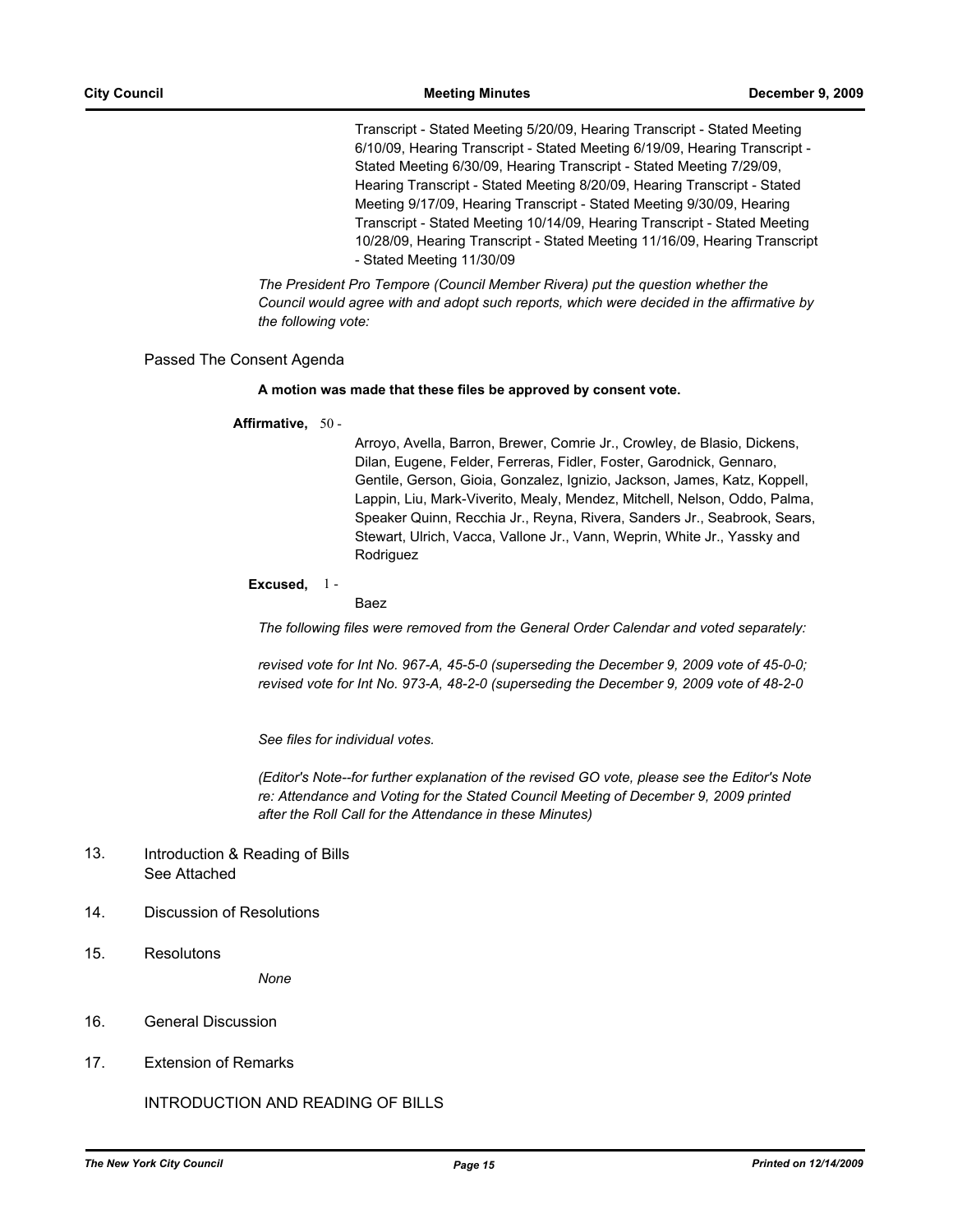Transcript - Stated Meeting 5/20/09, Hearing Transcript - Stated Meeting 6/10/09, Hearing Transcript - Stated Meeting 6/19/09, Hearing Transcript - Stated Meeting 6/30/09, Hearing Transcript - Stated Meeting 7/29/09, Hearing Transcript - Stated Meeting 8/20/09, Hearing Transcript - Stated Meeting 9/17/09, Hearing Transcript - Stated Meeting 9/30/09, Hearing Transcript - Stated Meeting 10/14/09, Hearing Transcript - Stated Meeting 10/28/09, Hearing Transcript - Stated Meeting 11/16/09, Hearing Transcript - Stated Meeting 11/30/09

*The President Pro Tempore (Council Member Rivera) put the question whether the Council would agree with and adopt such reports, which were decided in the affirmative by the following vote:*

Passed The Consent Agenda

**A motion was made that these files be approved by consent vote.**

**Affirmative,** 50 -

Arroyo, Avella, Barron, Brewer, Comrie Jr., Crowley, de Blasio, Dickens, Dilan, Eugene, Felder, Ferreras, Fidler, Foster, Garodnick, Gennaro, Gentile, Gerson, Gioia, Gonzalez, Ignizio, Jackson, James, Katz, Koppell, Lappin, Liu, Mark-Viverito, Mealy, Mendez, Mitchell, Nelson, Oddo, Palma, Speaker Quinn, Recchia Jr., Reyna, Rivera, Sanders Jr., Seabrook, Sears, Stewart, Ulrich, Vacca, Vallone Jr., Vann, Weprin, White Jr., Yassky and Rodriguez

**Excused,** 1 -

Baez

*The following files were removed from the General Order Calendar and voted separately:*

*revised vote for Int No. 967-A, 45-5-0 (superseding the December 9, 2009 vote of 45-0-0; revised vote for Int No. 973-A, 48-2-0 (superseding the December 9, 2009 vote of 48-2-0*

*See files for individual votes.*

*(Editor's Note--for further explanation of the revised GO vote, please see the Editor's Note re: Attendance and Voting for the Stated Council Meeting of December 9, 2009 printed after the Roll Call for the Attendance in these Minutes)*

13. Introduction & Reading of Bills
    See Attached

14. Discussion of Resolutions

15. Resolutons

    *None*

16. General Discussion

17. Extension of Remarks

INTRODUCTION AND READING OF BILLS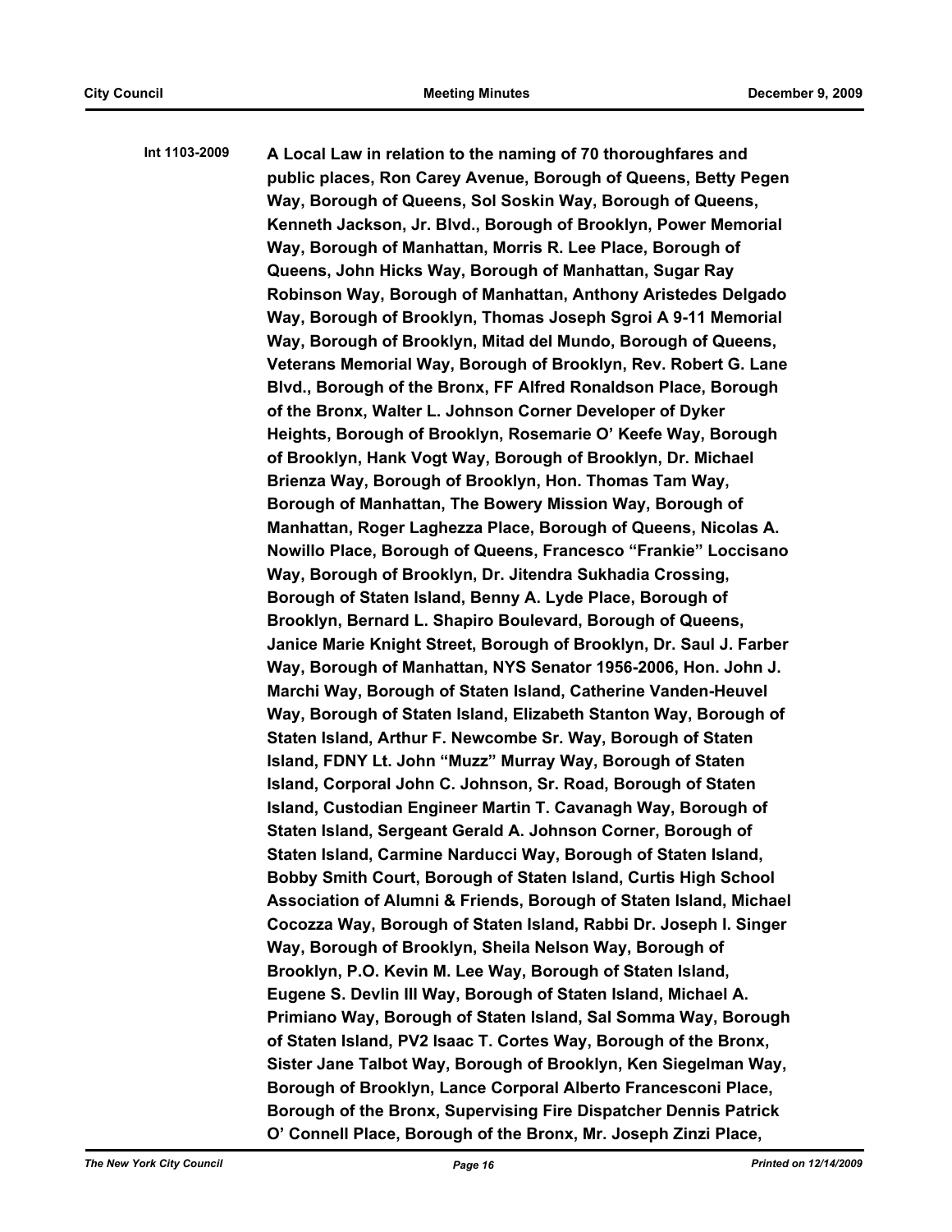**Int 1103-2009** **A Local Law in relation to the naming of 70 thoroughfares and public places, Ron Carey Avenue, Borough of Queens, Betty Pegen Way, Borough of Queens, Sol Soskin Way, Borough of Queens, Kenneth Jackson, Jr. Blvd., Borough of Brooklyn, Power Memorial Way, Borough of Manhattan, Morris R. Lee Place, Borough of Queens, John Hicks Way, Borough of Manhattan, Sugar Ray Robinson Way, Borough of Manhattan, Anthony Aristedes Delgado Way, Borough of Brooklyn, Thomas Joseph Sgroi A 9-11 Memorial Way, Borough of Brooklyn, Mitad del Mundo, Borough of Queens, Veterans Memorial Way, Borough of Brooklyn, Rev. Robert G. Lane Blvd., Borough of the Bronx, FF Alfred Ronaldson Place, Borough of the Bronx, Walter L. Johnson Corner Developer of Dyker Heights, Borough of Brooklyn, Rosemarie O' Keefe Way, Borough of Brooklyn, Hank Vogt Way, Borough of Brooklyn, Dr. Michael Brienza Way, Borough of Brooklyn, Hon. Thomas Tam Way, Borough of Manhattan, The Bowery Mission Way, Borough of Manhattan, Roger Laghezza Place, Borough of Queens, Nicolas A. Nowillo Place, Borough of Queens, Francesco "Frankie" Loccisano Way, Borough of Brooklyn, Dr. Jitendra Sukhadia Crossing, Borough of Staten Island, Benny A. Lyde Place, Borough of Brooklyn, Bernard L. Shapiro Boulevard, Borough of Queens, Janice Marie Knight Street, Borough of Brooklyn, Dr. Saul J. Farber Way, Borough of Manhattan, NYS Senator 1956-2006, Hon. John J. Marchi Way, Borough of Staten Island, Catherine Vanden-Heuvel Way, Borough of Staten Island, Elizabeth Stanton Way, Borough of Staten Island, Arthur F. Newcombe Sr. Way, Borough of Staten Island, FDNY Lt. John "Muzz" Murray Way, Borough of Staten Island, Corporal John C. Johnson, Sr. Road, Borough of Staten Island, Custodian Engineer Martin T. Cavanagh Way, Borough of Staten Island, Sergeant Gerald A. Johnson Corner, Borough of Staten Island, Carmine Narducci Way, Borough of Staten Island, Bobby Smith Court, Borough of Staten Island, Curtis High School Association of Alumni & Friends, Borough of Staten Island, Michael Cocozza Way, Borough of Staten Island, Rabbi Dr. Joseph I. Singer Way, Borough of Brooklyn, Sheila Nelson Way, Borough of Brooklyn, P.O. Kevin M. Lee Way, Borough of Staten Island, Eugene S. Devlin III Way, Borough of Staten Island, Michael A. Primiano Way, Borough of Staten Island, Sal Somma Way, Borough of Staten Island, PV2 Isaac T. Cortes Way, Borough of the Bronx, Sister Jane Talbot Way, Borough of Brooklyn, Ken Siegelman Way, Borough of Brooklyn, Lance Corporal Alberto Francesconi Place, Borough of the Bronx, Supervising Fire Dispatcher Dennis Patrick O' Connell Place, Borough of the Bronx, Mr. Joseph Zinzi Place,**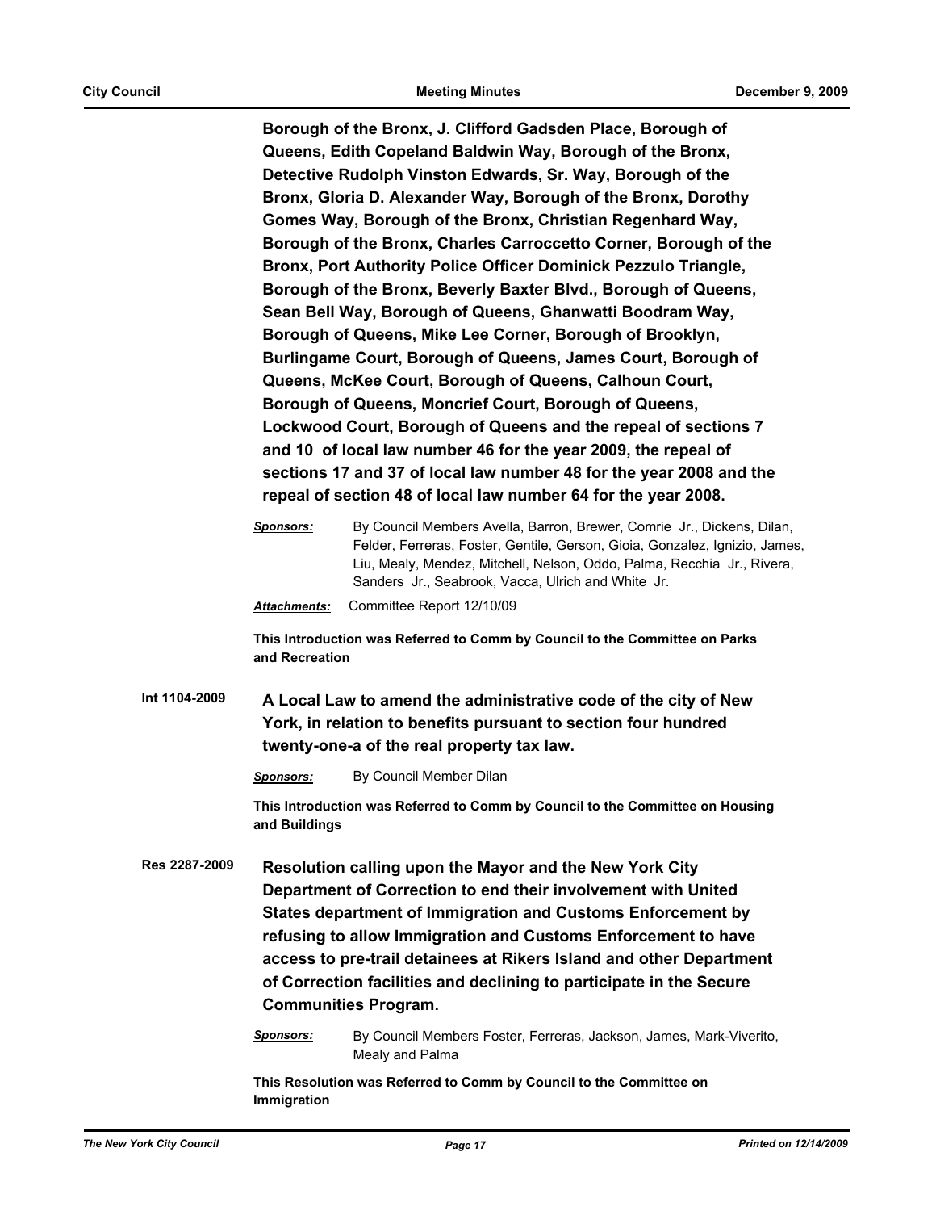**Borough of the Bronx, J. Clifford Gadsden Place, Borough of Queens, Edith Copeland Baldwin Way, Borough of the Bronx, Detective Rudolph Vinston Edwards, Sr. Way, Borough of the Bronx, Gloria D. Alexander Way, Borough of the Bronx, Dorothy Gomes Way, Borough of the Bronx, Christian Regenhard Way, Borough of the Bronx, Charles Carroccetto Corner, Borough of the Bronx, Port Authority Police Officer Dominick Pezzulo Triangle, Borough of the Bronx, Beverly Baxter Blvd., Borough of Queens, Sean Bell Way, Borough of Queens, Ghanwatti Boodram Way, Borough of Queens, Mike Lee Corner, Borough of Brooklyn, Burlingame Court, Borough of Queens, James Court, Borough of Queens, McKee Court, Borough of Queens, Calhoun Court, Borough of Queens, Moncrief Court, Borough of Queens, Lockwood Court, Borough of Queens and the repeal of sections 7 and 10 of local law number 46 for the year 2009, the repeal of sections 17 and 37 of local law number 48 for the year 2008 and the repeal of section 48 of local law number 64 for the year 2008.**

***Sponsors:*** By Council Members Avella, Barron, Brewer, Comrie Jr., Dickens, Dilan, Felder, Ferreras, Foster, Gentile, Gerson, Gioia, Gonzalez, Ignizio, James, Liu, Mealy, Mendez, Mitchell, Nelson, Oddo, Palma, Recchia Jr., Rivera, Sanders Jr., Seabrook, Vacca, Ulrich and White Jr.

***Attachments:*** Committee Report 12/10/09

**This Introduction was Referred to Comm by Council to the Committee on Parks and Recreation**

**Int 1104-2009** **A Local Law to amend the administrative code of the city of New York, in relation to benefits pursuant to section four hundred twenty-one-a of the real property tax law.**

***Sponsors:*** By Council Member Dilan

**This Introduction was Referred to Comm by Council to the Committee on Housing and Buildings**

**Res 2287-2009** **Resolution calling upon the Mayor and the New York City Department of Correction to end their involvement with United States department of Immigration and Customs Enforcement by refusing to allow Immigration and Customs Enforcement to have access to pre-trail detainees at Rikers Island and other Department of Correction facilities and declining to participate in the Secure Communities Program.**

***Sponsors:*** By Council Members Foster, Ferreras, Jackson, James, Mark-Viverito, Mealy and Palma

**This Resolution was Referred to Comm by Council to the Committee on Immigration**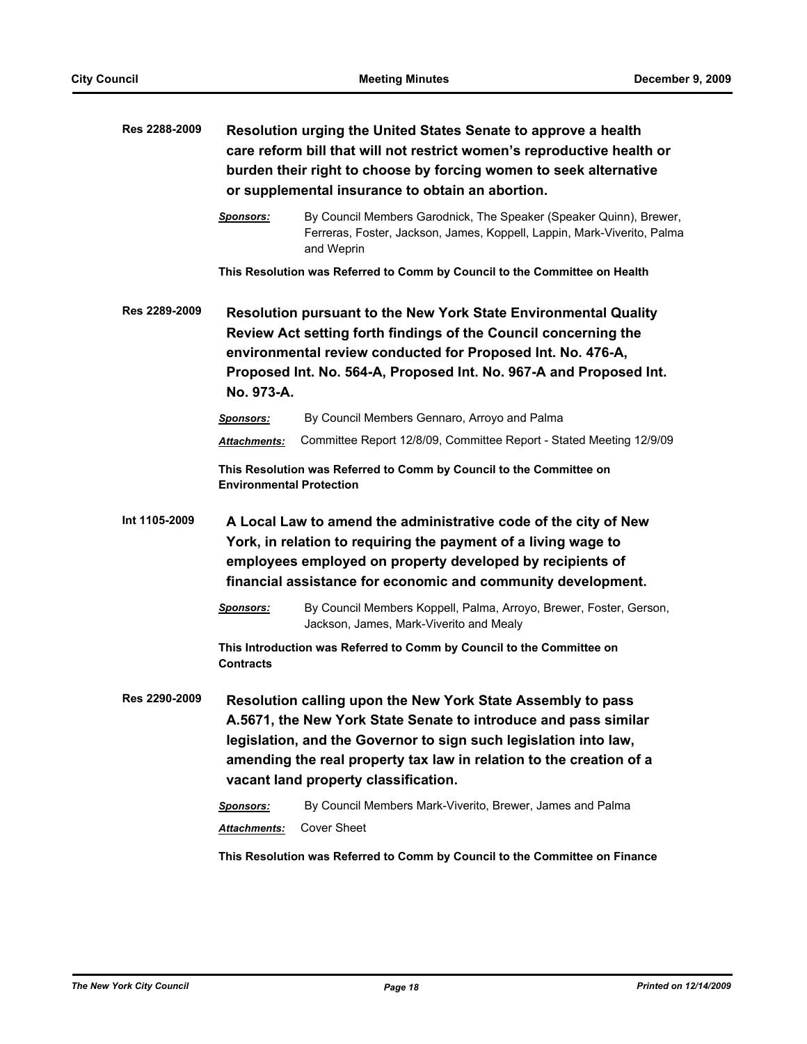**Res 2288-2009** **Resolution urging the United States Senate to approve a health care reform bill that will not restrict women's reproductive health or burden their right to choose by forcing women to seek alternative or supplemental insurance to obtain an abortion.**

***Sponsors:*** By Council Members Garodnick, The Speaker (Speaker Quinn), Brewer, Ferreras, Foster, Jackson, James, Koppell, Lappin, Mark-Viverito, Palma and Weprin

**This Resolution was Referred to Comm by Council to the Committee on Health**

**Res 2289-2009** **Resolution pursuant to the New York State Environmental Quality Review Act setting forth findings of the Council concerning the environmental review conducted for Proposed Int. No. 476-A, Proposed Int. No. 564-A, Proposed Int. No. 967-A and Proposed Int. No. 973-A.**

***Sponsors:*** By Council Members Gennaro, Arroyo and Palma

***Attachments:*** Committee Report 12/8/09, Committee Report - Stated Meeting 12/9/09

**This Resolution was Referred to Comm by Council to the Committee on Environmental Protection**

**Int 1105-2009** **A Local Law to amend the administrative code of the city of New York, in relation to requiring the payment of a living wage to employees employed on property developed by recipients of financial assistance for economic and community development.**

***Sponsors:*** By Council Members Koppell, Palma, Arroyo, Brewer, Foster, Gerson, Jackson, James, Mark-Viverito and Mealy

**This Introduction was Referred to Comm by Council to the Committee on Contracts**

**Res 2290-2009** **Resolution calling upon the New York State Assembly to pass A.5671, the New York State Senate to introduce and pass similar legislation, and the Governor to sign such legislation into law, amending the real property tax law in relation to the creation of a vacant land property classification.**

***Sponsors:*** By Council Members Mark-Viverito, Brewer, James and Palma

***Attachments:*** Cover Sheet

**This Resolution was Referred to Comm by Council to the Committee on Finance**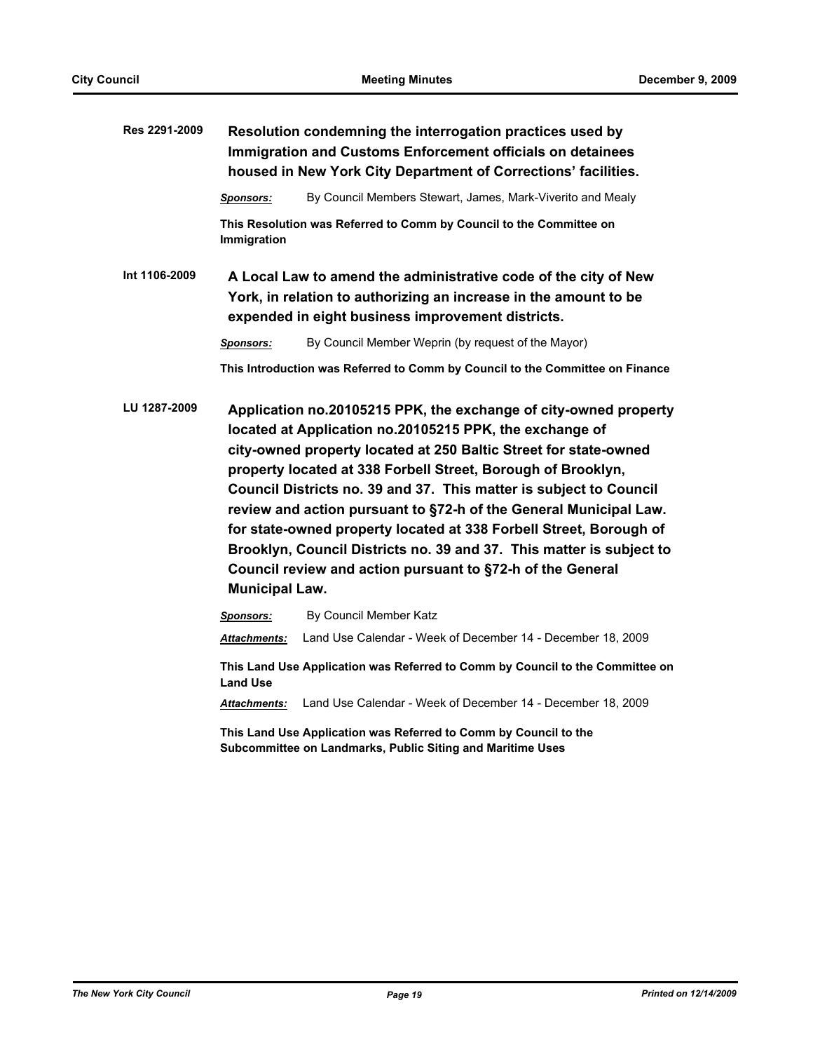**Res 2291-2009** **Resolution condemning the interrogation practices used by Immigration and Customs Enforcement officials on detainees housed in New York City Department of Corrections' facilities.**

***Sponsors:*** By Council Members Stewart, James, Mark-Viverito and Mealy

**This Resolution was Referred to Comm by Council to the Committee on Immigration**

**Int 1106-2009** **A Local Law to amend the administrative code of the city of New York, in relation to authorizing an increase in the amount to be expended in eight business improvement districts.**

***Sponsors:*** By Council Member Weprin (by request of the Mayor)

**This Introduction was Referred to Comm by Council to the Committee on Finance**

**LU 1287-2009** **Application no.20105215 PPK, the exchange of city-owned property located at Application no.20105215 PPK, the exchange of city-owned property located at 250 Baltic Street for state-owned property located at 338 Forbell Street, Borough of Brooklyn, Council Districts no. 39 and 37. This matter is subject to Council review and action pursuant to §72-h of the General Municipal Law. for state-owned property located at 338 Forbell Street, Borough of Brooklyn, Council Districts no. 39 and 37. This matter is subject to Council review and action pursuant to §72-h of the General Municipal Law.**

***Sponsors:*** By Council Member Katz

***Attachments:*** Land Use Calendar - Week of December 14 - December 18, 2009

**This Land Use Application was Referred to Comm by Council to the Committee on Land Use**

***Attachments:*** Land Use Calendar - Week of December 14 - December 18, 2009

**This Land Use Application was Referred to Comm by Council to the Subcommittee on Landmarks, Public Siting and Maritime Uses**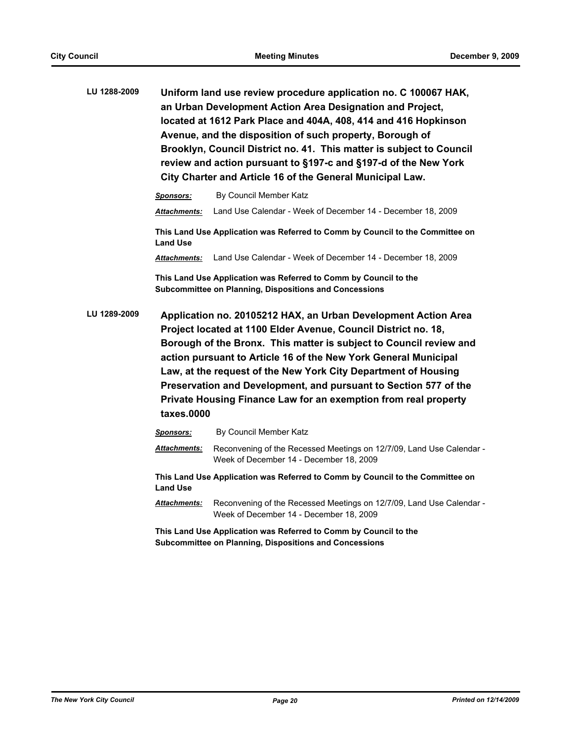**LU 1288-2009** **Uniform land use review procedure application no. C 100067 HAK, an Urban Development Action Area Designation and Project, located at 1612 Park Place and 404A, 408, 414 and 416 Hopkinson Avenue, and the disposition of such property, Borough of Brooklyn, Council District no. 41. This matter is subject to Council review and action pursuant to §197-c and §197-d of the New York City Charter and Article 16 of the General Municipal Law.**

***Sponsors:*** By Council Member Katz

***Attachments:*** Land Use Calendar - Week of December 14 - December 18, 2009

**This Land Use Application was Referred to Comm by Council to the Committee on Land Use**

***Attachments:*** Land Use Calendar - Week of December 14 - December 18, 2009

**This Land Use Application was Referred to Comm by Council to the Subcommittee on Planning, Dispositions and Concessions**

**LU 1289-2009** **Application no. 20105212 HAX, an Urban Development Action Area Project located at 1100 Elder Avenue, Council District no. 18, Borough of the Bronx. This matter is subject to Council review and action pursuant to Article 16 of the New York General Municipal Law, at the request of the New York City Department of Housing Preservation and Development, and pursuant to Section 577 of the Private Housing Finance Law for an exemption from real property taxes.0000**

***Sponsors:*** By Council Member Katz

***Attachments:*** Reconvening of the Recessed Meetings on 12/7/09, Land Use Calendar - Week of December 14 - December 18, 2009

**This Land Use Application was Referred to Comm by Council to the Committee on Land Use**

***Attachments:*** Reconvening of the Recessed Meetings on 12/7/09, Land Use Calendar - Week of December 14 - December 18, 2009

**This Land Use Application was Referred to Comm by Council to the Subcommittee on Planning, Dispositions and Concessions**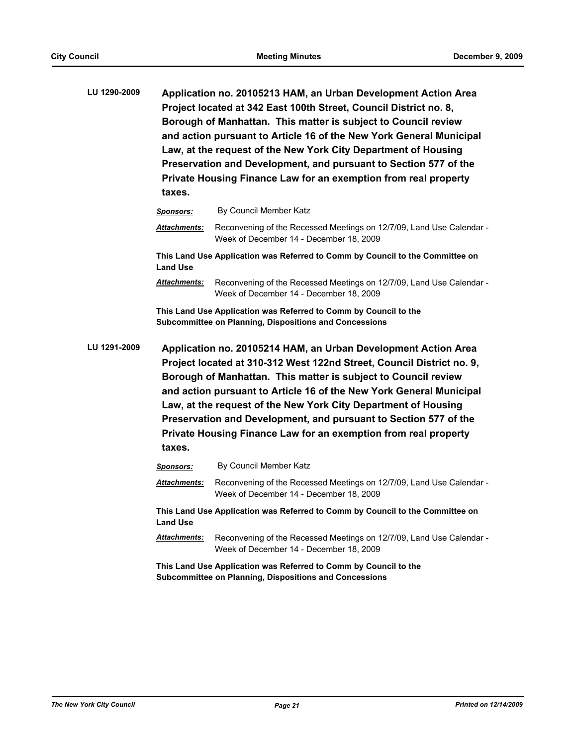**LU 1290-2009** **Application no. 20105213 HAM, an Urban Development Action Area Project located at 342 East 100th Street, Council District no. 8, Borough of Manhattan. This matter is subject to Council review and action pursuant to Article 16 of the New York General Municipal Law, at the request of the New York City Department of Housing Preservation and Development, and pursuant to Section 577 of the Private Housing Finance Law for an exemption from real property taxes.**

***Sponsors:*** By Council Member Katz

***Attachments:*** Reconvening of the Recessed Meetings on 12/7/09, Land Use Calendar - Week of December 14 - December 18, 2009

**This Land Use Application was Referred to Comm by Council to the Committee on Land Use**

***Attachments:*** Reconvening of the Recessed Meetings on 12/7/09, Land Use Calendar - Week of December 14 - December 18, 2009

**This Land Use Application was Referred to Comm by Council to the Subcommittee on Planning, Dispositions and Concessions**

**LU 1291-2009** **Application no. 20105214 HAM, an Urban Development Action Area Project located at 310-312 West 122nd Street, Council District no. 9, Borough of Manhattan. This matter is subject to Council review and action pursuant to Article 16 of the New York General Municipal Law, at the request of the New York City Department of Housing Preservation and Development, and pursuant to Section 577 of the Private Housing Finance Law for an exemption from real property taxes.**

***Sponsors:*** By Council Member Katz

***Attachments:*** Reconvening of the Recessed Meetings on 12/7/09, Land Use Calendar - Week of December 14 - December 18, 2009

**This Land Use Application was Referred to Comm by Council to the Committee on Land Use**

***Attachments:*** Reconvening of the Recessed Meetings on 12/7/09, Land Use Calendar - Week of December 14 - December 18, 2009

**This Land Use Application was Referred to Comm by Council to the Subcommittee on Planning, Dispositions and Concessions**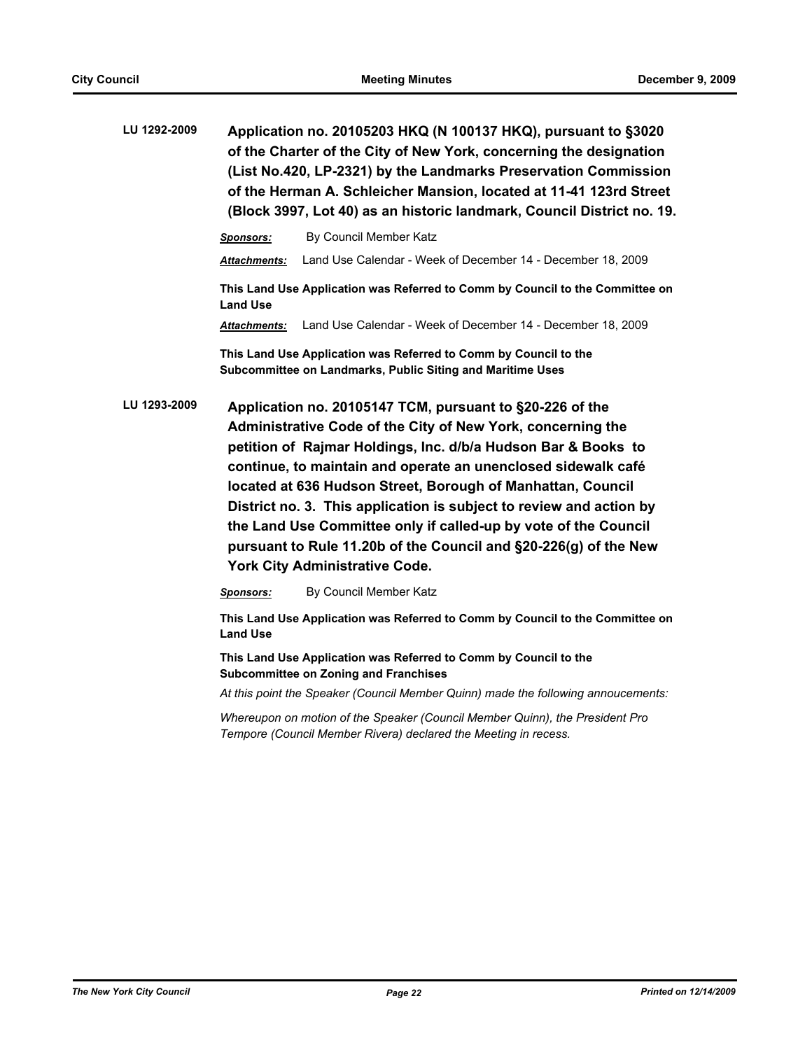**LU 1292-2009** **Application no. 20105203 HKQ (N 100137 HKQ), pursuant to §3020 of the Charter of the City of New York, concerning the designation (List No.420, LP-2321) by the Landmarks Preservation Commission of the Herman A. Schleicher Mansion, located at 11-41 123rd Street (Block 3997, Lot 40) as an historic landmark, Council District no. 19.**

***Sponsors:*** By Council Member Katz

***Attachments:*** Land Use Calendar - Week of December 14 - December 18, 2009

**This Land Use Application was Referred to Comm by Council to the Committee on Land Use**

***Attachments:*** Land Use Calendar - Week of December 14 - December 18, 2009

**This Land Use Application was Referred to Comm by Council to the Subcommittee on Landmarks, Public Siting and Maritime Uses**

**LU 1293-2009** **Application no. 20105147 TCM, pursuant to §20-226 of the Administrative Code of the City of New York, concerning the petition of Rajmar Holdings, Inc. d/b/a Hudson Bar & Books to continue, to maintain and operate an unenclosed sidewalk café located at 636 Hudson Street, Borough of Manhattan, Council District no. 3. This application is subject to review and action by the Land Use Committee only if called-up by vote of the Council pursuant to Rule 11.20b of the Council and §20-226(g) of the New York City Administrative Code.**

***Sponsors:*** By Council Member Katz

**This Land Use Application was Referred to Comm by Council to the Committee on Land Use**

**This Land Use Application was Referred to Comm by Council to the Subcommittee on Zoning and Franchises**

*At this point the Speaker (Council Member Quinn) made the following annoucements:*

*Whereupon on motion of the Speaker (Council Member Quinn), the President Pro Tempore (Council Member Rivera) declared the Meeting in recess.*